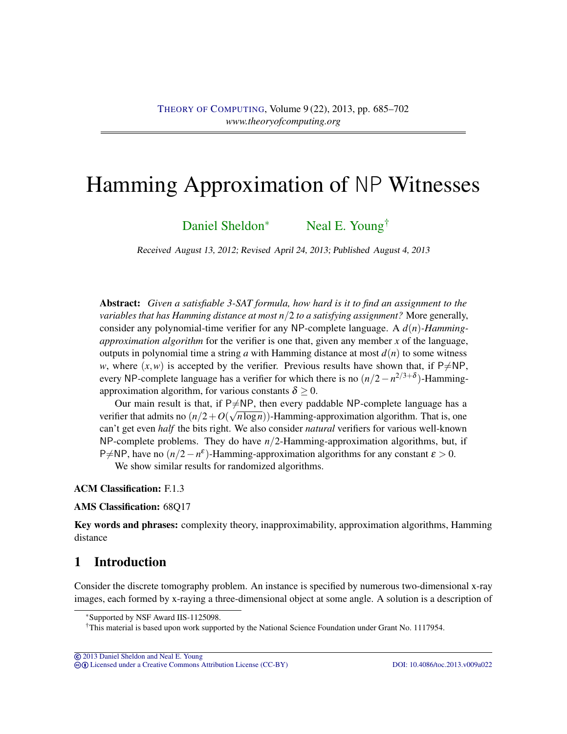# Hamming Approximation of NP Witnesses

Daniel Sheldon[*] Neal E. Young[†]

Received August 13, 2012; Revised April 24, 2013; Published August 4, 2013

**Abstract:** *Given a satisfiable 3-SAT formula, how hard is it to find an assignment to the variables that has Hamming distance at most $n/2$ to a satisfying assignment?* More generally, consider any polynomial-time verifier for any NP-complete language. A $d(n)$-*Hamming-approximation algorithm* for the verifier is one that, given any member $x$ of the language, outputs in polynomial time a string $a$ with Hamming distance at most $d(n)$ to some witness $w$, where $(x,w)$ is accepted by the verifier. Previous results have shown that, if P$\neq$NP, every NP-complete language has a verifier for which there is no $(n/2 - n^{2/3+\delta})$-Hamming-approximation algorithm, for various constants $\delta \geq 0$.

Our main result is that, if P$\neq$NP, then every paddable NP-complete language has a verifier that admits no $(n/2 + O(\sqrt{n \log n}))$-Hamming-approximation algorithm. That is, one can't get even *half* the bits right. We also consider *natural* verifiers for various well-known NP-complete problems. They do have $n/2$-Hamming-approximation algorithms, but, if P$\neq$NP, have no $(n/2 - n^{\varepsilon})$-Hamming-approximation algorithms for any constant $\varepsilon > 0$.

We show similar results for randomized algorithms.

**ACM Classification:** F.1.3

**AMS Classification:** 68Q17

**Key words and phrases:** complexity theory, inapproximability, approximation algorithms, Hamming distance

## 1 Introduction

Consider the discrete tomography problem. An instance is specified by numerous two-dimensional x-ray images, each formed by x-raying a three-dimensional object at some angle. A solution is a description of

---

[*] Supported by NSF Award IIS-1125098.

[†] This material is based upon work supported by the National Science Foundation under Grant No. 1117954.

© 2013 Daniel Sheldon and Neal E. Young
Licensed under a Creative Commons Attribution License (CC-BY) DOI: 10.4086/toc.2013.v009a022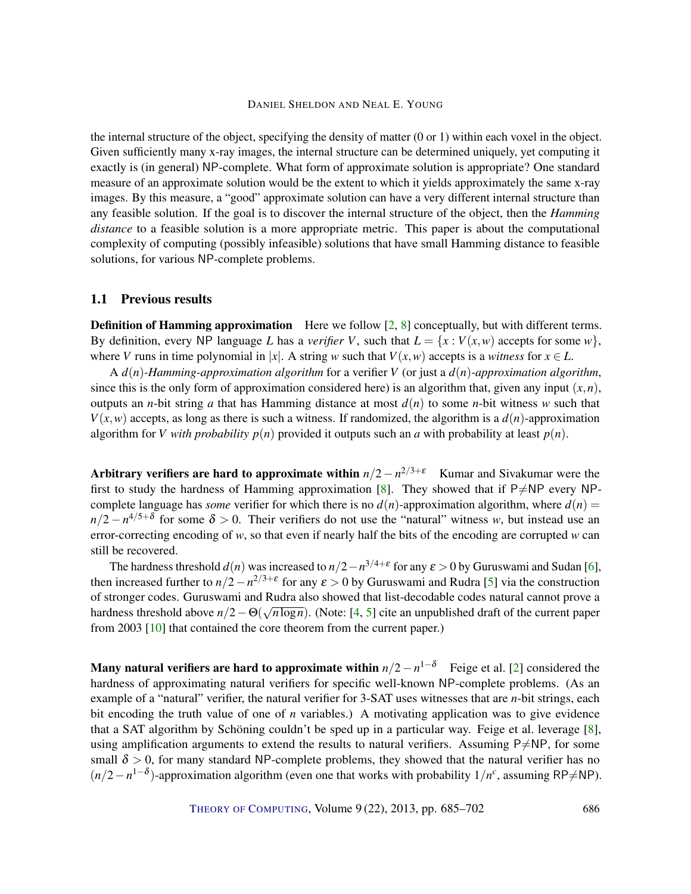the internal structure of the object, specifying the density of matter (0 or 1) within each voxel in the object. Given sufficiently many x-ray images, the internal structure can be determined uniquely, yet computing it exactly is (in general) NP-complete. What form of approximate solution is appropriate? One standard measure of an approximate solution would be the extent to which it yields approximately the same x-ray images. By this measure, a "good" approximate solution can have a very different internal structure than any feasible solution. If the goal is to discover the internal structure of the object, then the *Hamming distance* to a feasible solution is a more appropriate metric. This paper is about the computational complexity of computing (possibly infeasible) solutions that have small Hamming distance to feasible solutions, for various NP-complete problems.

## 1.1 Previous results

**Definition of Hamming approximation** Here we follow [2, 8] conceptually, but with different terms. By definition, every NP language $L$ has a *verifier* $V$, such that $L = \{x : V(x,w) \text{ accepts for some } w\}$, where $V$ runs in time polynomial in $|x|$. A string $w$ such that $V(x,w)$ accepts is a *witness* for $x \in L$.

A $d(n)$*-Hamming-approximation algorithm* for a verifier $V$ (or just a $d(n)$*-approximation algorithm*, since this is the only form of approximation considered here) is an algorithm that, given any input $(x,n)$, outputs an $n$-bit string $a$ that has Hamming distance at most $d(n)$ to some $n$-bit witness $w$ such that $V(x,w)$ accepts, as long as there is such a witness. If randomized, the algorithm is a $d(n)$-approximation algorithm for $V$ *with probability* $p(n)$ provided it outputs such an $a$ with probability at least $p(n)$.

**Arbitrary verifiers are hard to approximate within $n/2 - n^{2/3+\varepsilon}$** Kumar and Sivakumar were the first to study the hardness of Hamming approximation [8]. They showed that if P$\neq$NP every NP-complete language has *some* verifier for which there is no $d(n)$-approximation algorithm, where $d(n) = n/2 - n^{4/5+\delta}$ for some $\delta > 0$. Their verifiers do not use the "natural" witness $w$, but instead use an error-correcting encoding of $w$, so that even if nearly half the bits of the encoding are corrupted $w$ can still be recovered.

The hardness threshold $d(n)$ was increased to $n/2 - n^{3/4+\varepsilon}$ for any $\varepsilon > 0$ by Guruswami and Sudan [6], then increased further to $n/2 - n^{2/3+\varepsilon}$ for any $\varepsilon > 0$ by Guruswami and Rudra [5] via the construction of stronger codes. Guruswami and Rudra also showed that list-decodable codes natural cannot prove a hardness threshold above $n/2 - \Theta(\sqrt{n \log n})$. (Note: [4, 5] cite an unpublished draft of the current paper from 2003 [10] that contained the core theorem from the current paper.)

**Many natural verifiers are hard to approximate within $n/2 - n^{1-\delta}$** Feige et al. [2] considered the hardness of approximating natural verifiers for specific well-known NP-complete problems. (As an example of a "natural" verifier, the natural verifier for 3-SAT uses witnesses that are $n$-bit strings, each bit encoding the truth value of one of $n$ variables.) A motivating application was to give evidence that a SAT algorithm by Schöning couldn't be sped up in a particular way. Feige et al. leverage [8], using amplification arguments to extend the results to natural verifiers. Assuming P$\neq$NP, for some small $\delta > 0$, for many standard NP-complete problems, they showed that the natural verifier has no $(n/2 - n^{1-\delta})$-approximation algorithm (even one that works with probability $1/n^c$, assuming RP$\neq$NP).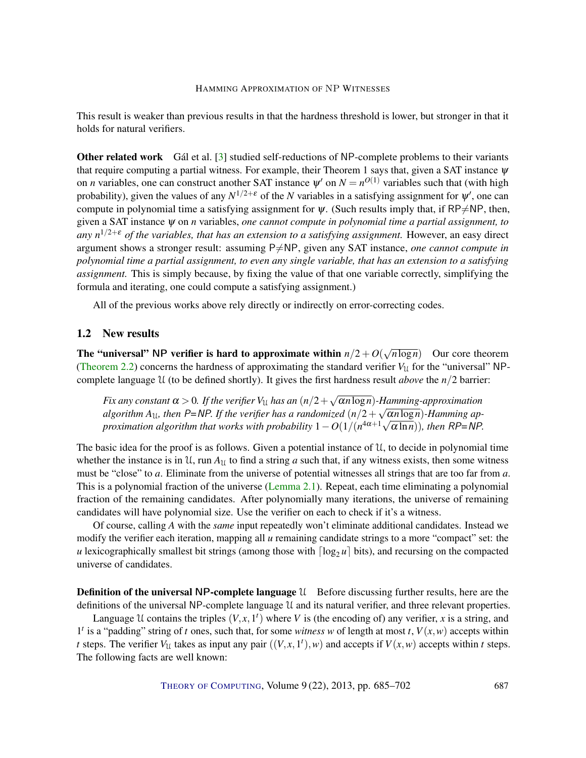This result is weaker than previous results in that the hardness threshold is lower, but stronger in that it holds for natural verifiers.

**Other related work** Gál et al. [3] studied self-reductions of NP-complete problems to their variants that require computing a partial witness. For example, their Theorem 1 says that, given a SAT instance $\psi$ on $n$ variables, one can construct another SAT instance $\psi'$ on $N = n^{O(1)}$ variables such that (with high probability), given the values of any $N^{1/2+\varepsilon}$ of the $N$ variables in a satisfying assignment for $\psi'$, one can compute in polynomial time a satisfying assignment for $\psi$. (Such results imply that, if RP$\neq$NP, then, given a SAT instance $\psi$ on $n$ variables, *one cannot compute in polynomial time a partial assignment, to any $n^{1/2+\varepsilon}$ of the variables, that has an extension to a satisfying assignment.* However, an easy direct argument shows a stronger result: assuming P$\neq$NP, given any SAT instance, *one cannot compute in polynomial time a partial assignment, to even any single variable, that has an extension to a satisfying assignment.* This is simply because, by fixing the value of that one variable correctly, simplifying the formula and iterating, one could compute a satisfying assignment.)

All of the previous works above rely directly or indirectly on error-correcting codes.

## 1.2 New results

**The "universal" NP verifier is hard to approximate within $n/2 + O(\sqrt{n \log n})$** Our core theorem (Theorem 2.2) concerns the hardness of approximating the standard verifier $V_{\mathcal{U}}$ for the "universal" NP-complete language $\mathcal{U}$ (to be defined shortly). It gives the first hardness result *above* the $n/2$ barrier:

> *Fix any constant $\alpha > 0$. If the verifier $V_{\mathcal{U}}$ has an $(n/2 + \sqrt{\alpha n \log n})$-Hamming-approximation algorithm $A_{\mathcal{U}}$, then P=NP. If the verifier has a randomized $(n/2 + \sqrt{\alpha n \log n})$-Hamming approximation algorithm that works with probability $1 - O(1/(n^{4\alpha+1}\sqrt{\alpha \ln n}))$, then RP=NP.*

The basic idea for the proof is as follows. Given a potential instance of $\mathcal{U}$, to decide in polynomial time whether the instance is in $\mathcal{U}$, run $A_{\mathcal{U}}$ to find a string $a$ such that, if any witness exists, then some witness must be "close" to $a$. Eliminate from the universe of potential witnesses all strings that are too far from $a$. This is a polynomial fraction of the universe (Lemma 2.1). Repeat, each time eliminating a polynomial fraction of the remaining candidates. After polynomially many iterations, the universe of remaining candidates will have polynomial size. Use the verifier on each to check if it's a witness.

Of course, calling $A$ with the *same* input repeatedly won't eliminate additional candidates. Instead we modify the verifier each iteration, mapping all $u$ remaining candidate strings to a more "compact" set: the $u$ lexicographically smallest bit strings (among those with $\lceil \log_2 u \rceil$ bits), and recursing on the compacted universe of candidates.

**Definition of the universal NP-complete language $\mathcal{U}$** Before discussing further results, here are the definitions of the universal NP-complete language $\mathcal{U}$ and its natural verifier, and three relevant properties.

Language $\mathcal{U}$ contains the triples $(V, x, 1^t)$ where $V$ is (the encoding of) any verifier, $x$ is a string, and $1^t$ is a "padding" string of $t$ ones, such that, for some *witness* $w$ of length at most $t$, $V(x,w)$ accepts within $t$ steps. The verifier $V_{\mathcal{U}}$ takes as input any pair $((V,x,1^t),w)$ and accepts if $V(x,w)$ accepts within $t$ steps. The following facts are well known: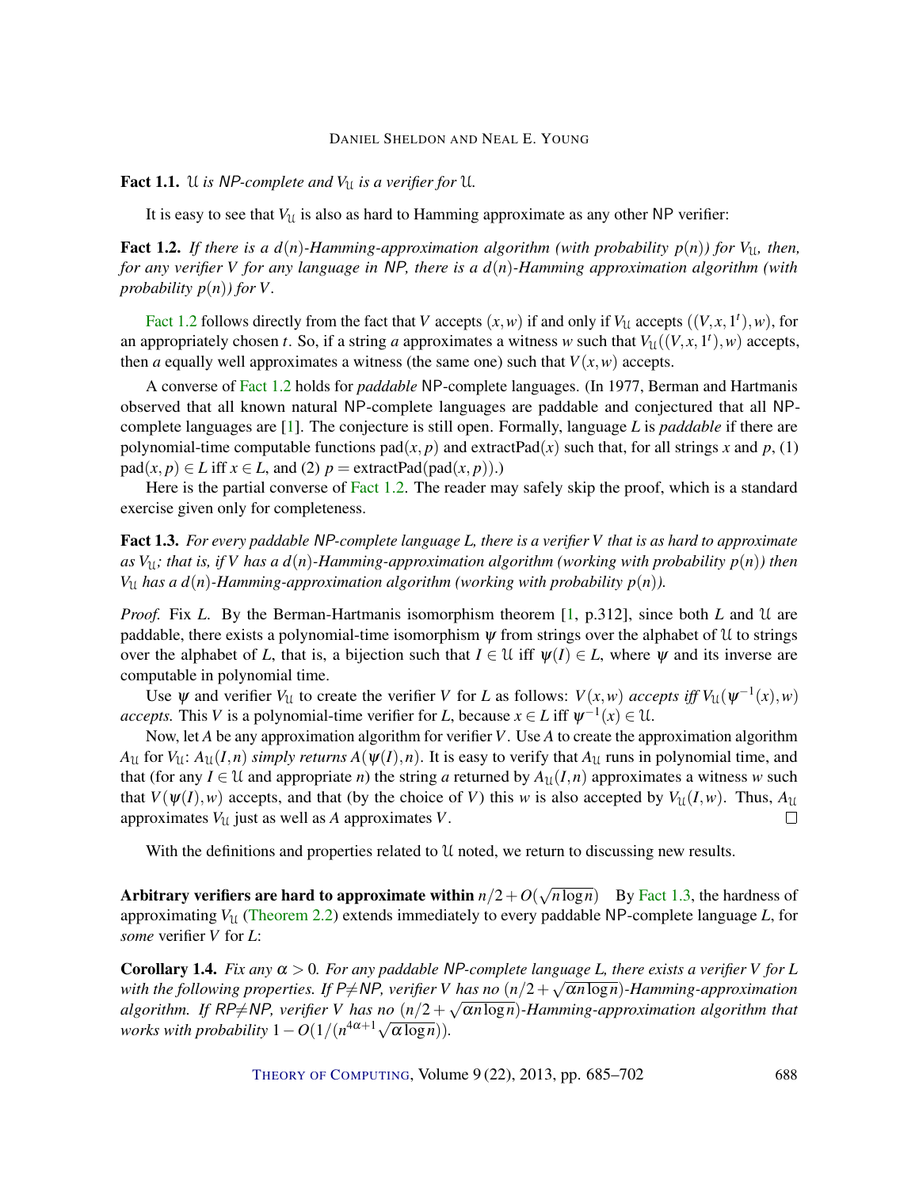**Fact 1.1.** *$\mathcal{U}$ is NP-complete and $V_{\mathcal{U}}$ is a verifier for $\mathcal{U}$.*

It is easy to see that $V_{\mathcal{U}}$ is also as hard to Hamming approximate as any other NP verifier:

**Fact 1.2.** *If there is a $d(n)$-Hamming-approximation algorithm (with probability $p(n)$) for $V_{\mathcal{U}}$, then, for any verifier $V$ for any language in NP, there is a $d(n)$-Hamming approximation algorithm (with probability $p(n)$) for $V$.*

Fact 1.2 follows directly from the fact that $V$ accepts $(x,w)$ if and only if $V_{\mathcal{U}}$ accepts $((V,x,1^t),w)$, for an appropriately chosen $t$. So, if a string $a$ approximates a witness $w$ such that $V_{\mathcal{U}}((V,x,1^t),w)$ accepts, then $a$ equally well approximates a witness (the same one) such that $V(x,w)$ accepts.

A converse of Fact 1.2 holds for *paddable* NP-complete languages. (In 1977, Berman and Hartmanis observed that all known natural NP-complete languages are paddable and conjectured that all NP-complete languages are [1]. The conjecture is still open. Formally, language $L$ is *paddable* if there are polynomial-time computable functions $\text{pad}(x,p)$ and $\text{extractPad}(x)$ such that, for all strings $x$ and $p$, (1) $\text{pad}(x,p) \in L$ iff $x \in L$, and (2) $p = \text{extractPad}(\text{pad}(x,p))$.)

Here is the partial converse of Fact 1.2. The reader may safely skip the proof, which is a standard exercise given only for completeness.

**Fact 1.3.** *For every paddable NP-complete language $L$, there is a verifier $V$ that is as hard to approximate as $V_{\mathcal{U}}$; that is, if $V$ has a $d(n)$-Hamming-approximation algorithm (working with probability $p(n)$) then $V_{\mathcal{U}}$ has a $d(n)$-Hamming-approximation algorithm (working with probability $p(n)$).*

*Proof.* Fix $L$. By the Berman-Hartmanis isomorphism theorem [1, p.312], since both $L$ and $\mathcal{U}$ are paddable, there exists a polynomial-time isomorphism $\psi$ from strings over the alphabet of $\mathcal{U}$ to strings over the alphabet of $L$, that is, a bijection such that $I \in \mathcal{U}$ iff $\psi(I) \in L$, where $\psi$ and its inverse are computable in polynomial time.

Use $\psi$ and verifier $V_{\mathcal{U}}$ to create the verifier $V$ for $L$ as follows: *$V(x,w)$ accepts iff $V_{\mathcal{U}}(\psi^{-1}(x),w)$ accepts.* This $V$ is a polynomial-time verifier for $L$, because $x \in L$ iff $\psi^{-1}(x) \in \mathcal{U}$.

Now, let $A$ be any approximation algorithm for verifier $V$. Use $A$ to create the approximation algorithm $A_{\mathcal{U}}$ for $V_{\mathcal{U}}$: *$A_{\mathcal{U}}(I,n)$ simply returns $A(\psi(I),n)$.* It is easy to verify that $A_{\mathcal{U}}$ runs in polynomial time, and that (for any $I \in \mathcal{U}$ and appropriate $n$) the string $a$ returned by $A_{\mathcal{U}}(I,n)$ approximates a witness $w$ such that $V(\psi(I),w)$ accepts, and that (by the choice of $V$) this $w$ is also accepted by $V_{\mathcal{U}}(I,w)$. Thus, $A_{\mathcal{U}}$ approximates $V_{\mathcal{U}}$ just as well as $A$ approximates $V$. □

With the definitions and properties related to $\mathcal{U}$ noted, we return to discussing new results.

**Arbitrary verifiers are hard to approximate within $n/2 + O(\sqrt{n \log n})$** By Fact 1.3, the hardness of approximating $V_{\mathcal{U}}$ (Theorem 2.2) extends immediately to every paddable NP-complete language $L$, for *some* verifier $V$ for $L$:

**Corollary 1.4.** *Fix any $\alpha > 0$. For any paddable NP-complete language $L$, there exists a verifier $V$ for $L$ with the following properties. If P$\neq$NP, verifier $V$ has no $(n/2 + \sqrt{\alpha n \log n})$-Hamming-approximation algorithm. If RP$\neq$NP, verifier $V$ has no $(n/2 + \sqrt{\alpha n \log n})$-Hamming-approximation algorithm that works with probability $1 - O(1/(n^{4\alpha+1}\sqrt{\alpha \log n}))$.*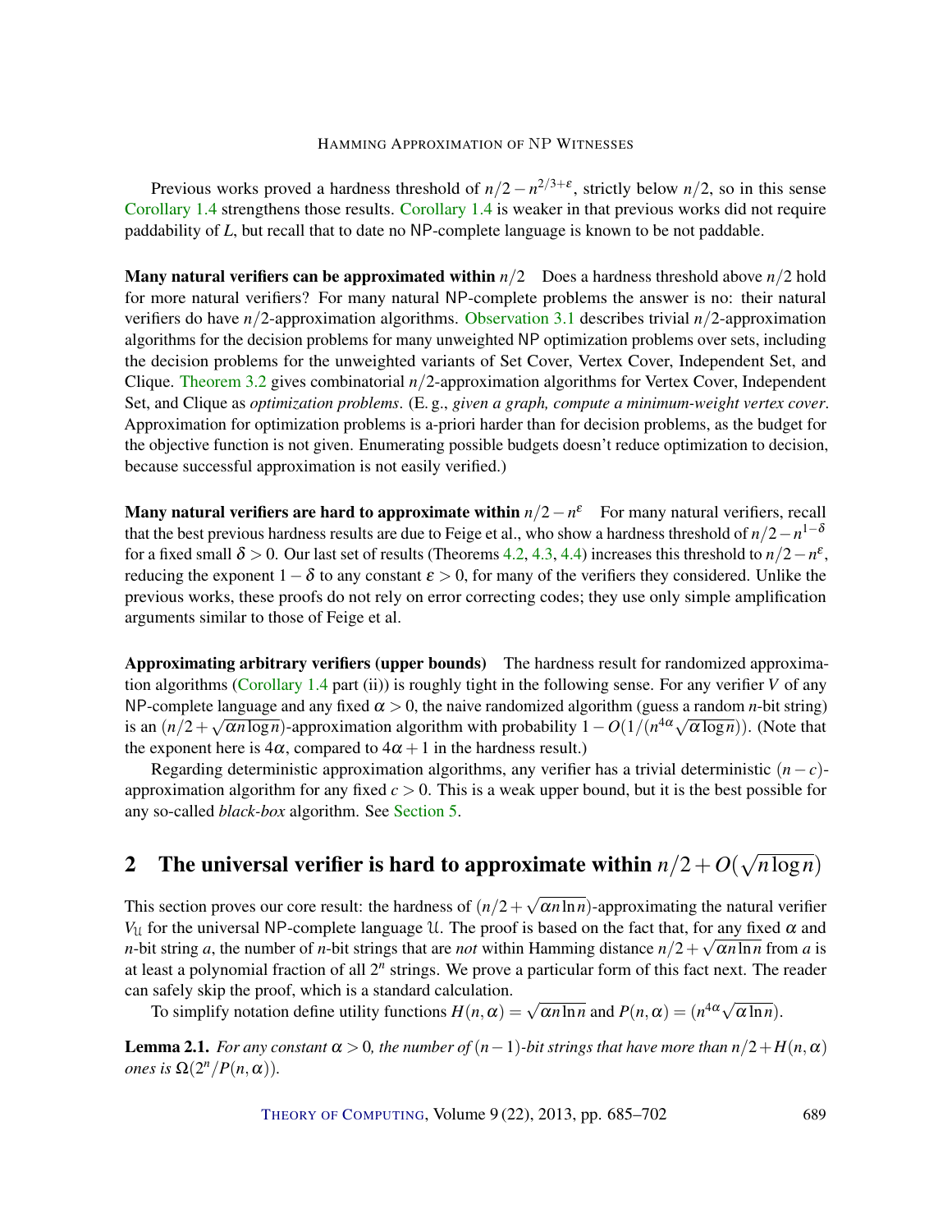Previous works proved a hardness threshold of $n/2 - n^{2/3+\varepsilon}$, strictly below $n/2$, so in this sense Corollary 1.4 strengthens those results. Corollary 1.4 is weaker in that previous works did not require paddability of $L$, but recall that to date no NP-complete language is known to be not paddable.

**Many natural verifiers can be approximated within $n/2$** Does a hardness threshold above $n/2$ hold for more natural verifiers? For many natural NP-complete problems the answer is no: their natural verifiers do have $n/2$-approximation algorithms. Observation 3.1 describes trivial $n/2$-approximation algorithms for the decision problems for many unweighted NP optimization problems over sets, including the decision problems for the unweighted variants of Set Cover, Vertex Cover, Independent Set, and Clique. Theorem 3.2 gives combinatorial $n/2$-approximation algorithms for Vertex Cover, Independent Set, and Clique as *optimization problems*. (E. g., *given a graph, compute a minimum-weight vertex cover*. Approximation for optimization problems is a-priori harder than for decision problems, as the budget for the objective function is not given. Enumerating possible budgets doesn't reduce optimization to decision, because successful approximation is not easily verified.)

**Many natural verifiers are hard to approximate within $n/2 - n^{\varepsilon}$** For many natural verifiers, recall that the best previous hardness results are due to Feige et al., who show a hardness threshold of $n/2 - n^{1-\delta}$ for a fixed small $\delta > 0$. Our last set of results (Theorems 4.2, 4.3, 4.4) increases this threshold to $n/2 - n^{\varepsilon}$, reducing the exponent $1 - \delta$ to any constant $\varepsilon > 0$, for many of the verifiers they considered. Unlike the previous works, these proofs do not rely on error correcting codes; they use only simple amplification arguments similar to those of Feige et al.

**Approximating arbitrary verifiers (upper bounds)** The hardness result for randomized approximation algorithms (Corollary 1.4 part (ii)) is roughly tight in the following sense. For any verifier $V$ of any NP-complete language and any fixed $\alpha > 0$, the naive randomized algorithm (guess a random $n$-bit string) is an $(n/2 + \sqrt{\alpha n \log n})$-approximation algorithm with probability $1 - O(1/(n^{4\alpha}\sqrt{\alpha \log n}))$. (Note that the exponent here is $4\alpha$, compared to $4\alpha + 1$ in the hardness result.)

Regarding deterministic approximation algorithms, any verifier has a trivial deterministic $(n-c)$-approximation algorithm for any fixed $c > 0$. This is a weak upper bound, but it is the best possible for any so-called *black-box* algorithm. See Section 5.

## 2 The universal verifier is hard to approximate within $n/2 + O(\sqrt{n \log n})$

This section proves our core result: the hardness of $(n/2 + \sqrt{\alpha n \ln n})$-approximating the natural verifier $V_{\mathcal{U}}$ for the universal NP-complete language $\mathcal{U}$. The proof is based on the fact that, for any fixed $\alpha$ and $n$-bit string $a$, the number of $n$-bit strings that are *not* within Hamming distance $n/2 + \sqrt{\alpha n \ln n}$ from $a$ is at least a polynomial fraction of all $2^n$ strings. We prove a particular form of this fact next. The reader can safely skip the proof, which is a standard calculation.

To simplify notation define utility functions $H(n, \alpha) = \sqrt{\alpha n \ln n}$ and $P(n, \alpha) = (n^{4\alpha}\sqrt{\alpha \ln n})$.

**Lemma 2.1.** *For any constant $\alpha > 0$, the number of $(n-1)$-bit strings that have more than $n/2 + H(n, \alpha)$ ones is $\Omega(2^n/P(n, \alpha))$.*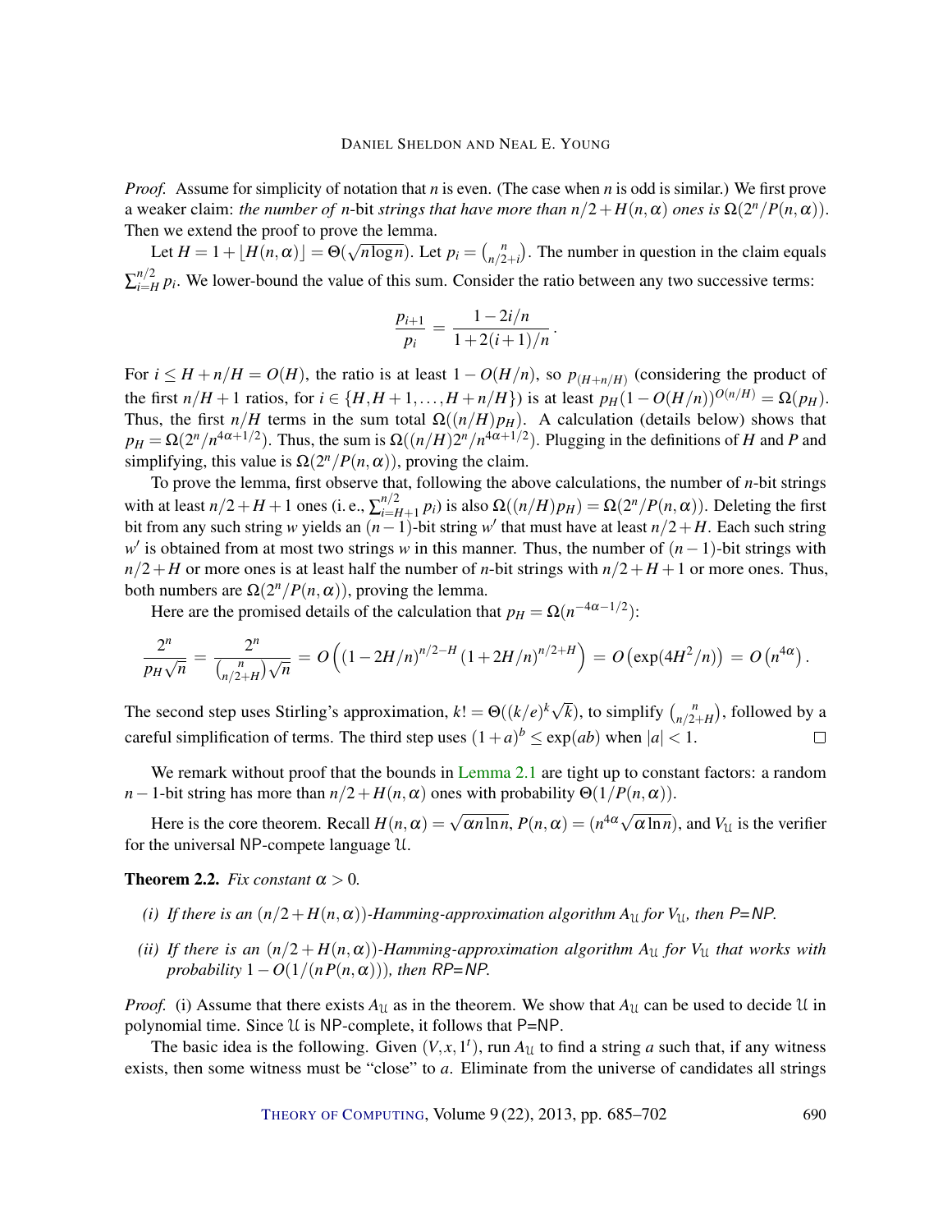*Proof.* Assume for simplicity of notation that $n$ is even. (The case when $n$ is odd is similar.) We first prove a weaker claim: *the number of $n$-bit strings that have more than $n/2+H(n,\alpha)$ ones is $\Omega(2^n/P(n,\alpha))$.* Then we extend the proof to prove the lemma.

Let $H = 1+\lfloor H(n,\alpha)\rfloor = \Theta(\sqrt{n\log n})$. Let $p_i = \binom{n}{n/2+i}$. The number in question in the claim equals $\sum_{i=H}^{n/2} p_i$. We lower-bound the value of this sum. Consider the ratio between any two successive terms:

$$\frac{p_{i+1}}{p_i} = \frac{1-2i/n}{1+2(i+1)/n}.$$

For $i \le H+n/H = O(H)$, the ratio is at least $1-O(H/n)$, so $p_{(H+n/H)}$ (considering the product of the first $n/H+1$ ratios, for $i \in \{H, H+1, \ldots, H+n/H\}$) is at least $p_H(1-O(H/n))^{O(n/H)} = \Omega(p_H)$. Thus, the first $n/H$ terms in the sum total $\Omega((n/H)p_H)$. A calculation (details below) shows that $p_H = \Omega(2^n/n^{4\alpha+1/2})$. Thus, the sum is $\Omega((n/H)2^n/n^{4\alpha+1/2})$. Plugging in the definitions of $H$ and $P$ and simplifying, this value is $\Omega(2^n/P(n,\alpha))$, proving the claim.

To prove the lemma, first observe that, following the above calculations, the number of $n$-bit strings with at least $n/2+H+1$ ones (i. e., $\sum_{i=H+1}^{n/2} p_i$) is also $\Omega((n/H)p_H) = \Omega(2^n/P(n,\alpha))$. Deleting the first bit from any such string $w$ yields an $(n-1)$-bit string $w'$ that must have at least $n/2+H$. Each such string $w'$ is obtained from at most two strings $w$ in this manner. Thus, the number of $(n-1)$-bit strings with $n/2+H$ or more ones is at least half the number of $n$-bit strings with $n/2+H+1$ or more ones. Thus, both numbers are $\Omega(2^n/P(n,\alpha))$, proving the lemma.

Here are the promised details of the calculation that $p_H = \Omega(n^{-4\alpha-1/2})$:

$$\frac{2^n}{p_H\sqrt{n}} = \frac{2^n}{\binom{n}{n/2+H}\sqrt{n}} = O\left((1-2H/n)^{n/2-H}(1+2H/n)^{n/2+H}\right) = O\left(\exp(4H^2/n)\right) = O\left(n^{4\alpha}\right).$$

The second step uses Stirling's approximation, $k! = \Theta((k/e)^k\sqrt{k})$, to simplify $\binom{n}{n/2+H}$, followed by a careful simplification of terms. The third step uses $(1+a)^b \le \exp(ab)$ when $|a|<1$. $\square$

We remark without proof that the bounds in Lemma 2.1 are tight up to constant factors: a random $n-1$-bit string has more than $n/2+H(n,\alpha)$ ones with probability $\Theta(1/P(n,\alpha))$.

Here is the core theorem. Recall $H(n,\alpha) = \sqrt{\alpha n \ln n}$, $P(n,\alpha) = (n^{4\alpha}\sqrt{\alpha \ln n})$, and $V_{\mathcal{U}}$ is the verifier for the universal NP-compete language $\mathcal{U}$.

**Theorem 2.2.** *Fix constant $\alpha > 0$.*

*(i) If there is an $(n/2+H(n,\alpha))$-Hamming-approximation algorithm $A_{\mathcal{U}}$ for $V_{\mathcal{U}}$, then P=NP.*

*(ii) If there is an $(n/2+H(n,\alpha))$-Hamming-approximation algorithm $A_{\mathcal{U}}$ for $V_{\mathcal{U}}$ that works with probability $1-O(1/(nP(n,\alpha)))$, then RP=NP.*

*Proof.* (i) Assume that there exists $A_{\mathcal{U}}$ as in the theorem. We show that $A_{\mathcal{U}}$ can be used to decide $\mathcal{U}$ in polynomial time. Since $\mathcal{U}$ is NP-complete, it follows that P=NP.

The basic idea is the following. Given $(V,x,1^t)$, run $A_{\mathcal{U}}$ to find a string $a$ such that, if any witness exists, then some witness must be "close" to $a$. Eliminate from the universe of candidates all strings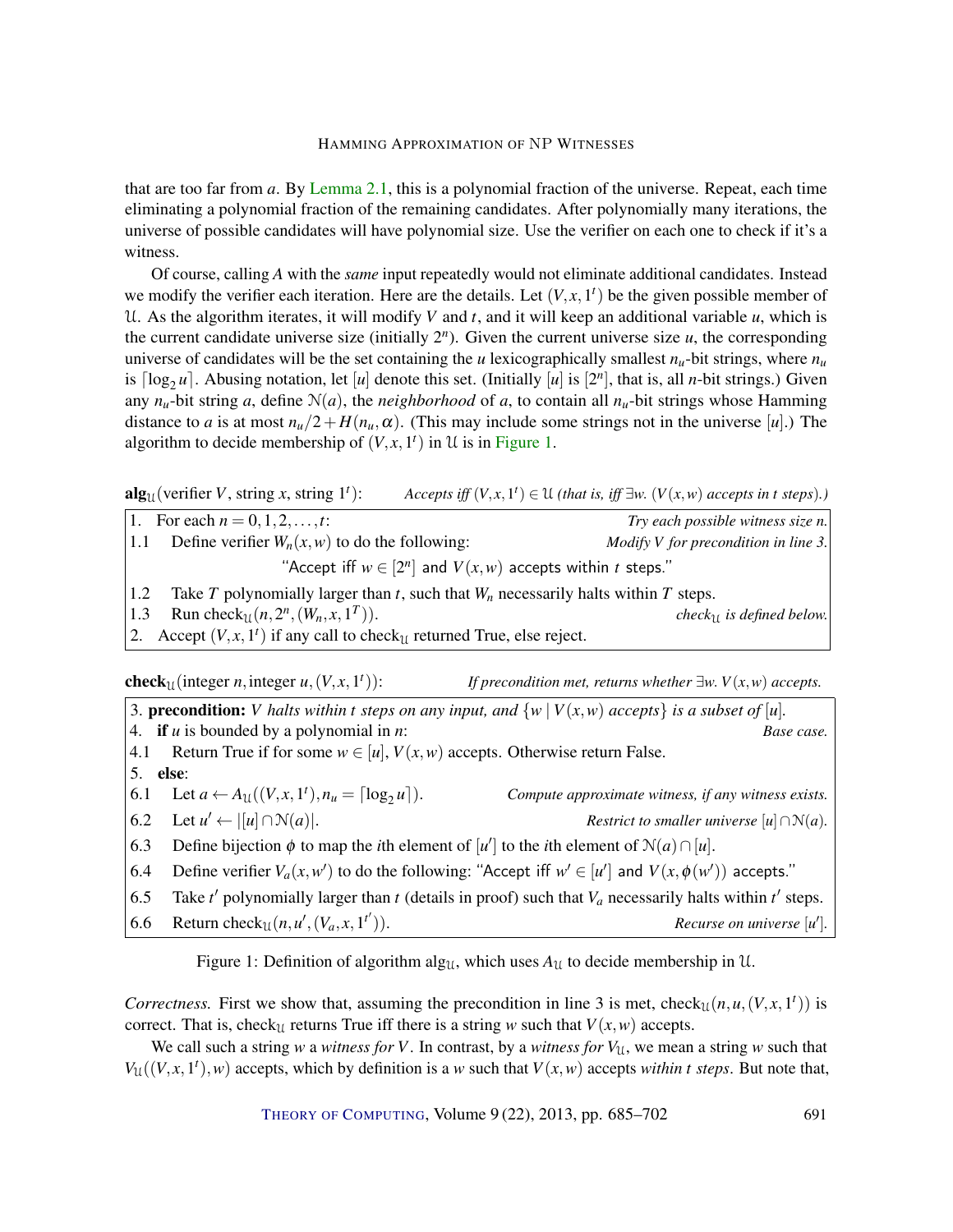that are too far from $a$. By Lemma 2.1, this is a polynomial fraction of the universe. Repeat, each time eliminating a polynomial fraction of the remaining candidates. After polynomially many iterations, the universe of possible candidates will have polynomial size. Use the verifier on each one to check if it's a witness.

Of course, calling $A$ with the *same* input repeatedly would not eliminate additional candidates. Instead we modify the verifier each iteration. Here are the details. Let $(V,x,1^t)$ be the given possible member of $\mathcal{U}$. As the algorithm iterates, it will modify $V$ and $t$, and it will keep an additional variable $u$, which is the current candidate universe size (initially $2^n$). Given the current universe size $u$, the corresponding universe of candidates will be the set containing the $u$ lexicographically smallest $n_u$-bit strings, where $n_u$ is $\lceil \log_2 u \rceil$. Abusing notation, let $[u]$ denote this set. (Initially $[u]$ is $[2^n]$, that is, all $n$-bit strings.) Given any $n_u$-bit string $a$, define $\mathcal{N}(a)$, the *neighborhood* of $a$, to contain all $n_u$-bit strings whose Hamming distance to $a$ is at most $n_u/2 + H(n_u, \alpha)$. (This may include some strings not in the universe $[u]$.) The algorithm to decide membership of $(V,x,1^t)$ in $\mathcal{U}$ is in Figure 1.

**alg**$_\mathcal{U}$(verifier $V$, string $x$, string $1^t$): *Accepts iff* $(V,x,1^t) \in \mathcal{U}$ *(that is, iff* $\exists w.\ (V(x,w)$ *accepts in* $t$ *steps).)*

1. For each $n = 0,1,2,\ldots,t$: *Try each possible witness size n.*
   1.1 Define verifier $W_n(x,w)$ to do the following: *Modify V for precondition in line 3.*
   "Accept iff $w \in [2^n]$ and $V(x,w)$ accepts within $t$ steps."
   1.2 Take $T$ polynomially larger than $t$, such that $W_n$ necessarily halts within $T$ steps.
   1.3 Run check$_\mathcal{U}(n, 2^n, (W_n, x, 1^T))$. *check$_\mathcal{U}$ is defined below.*
2. Accept $(V,x,1^t)$ if any call to check$_\mathcal{U}$ returned True, else reject.

**check**$_\mathcal{U}$(integer $n$, integer $u$, $(V,x,1^t)$): *If precondition met, returns whether* $\exists w.\ V(x,w)$ *accepts.*

3. **precondition:** *$V$ halts within $t$ steps on any input, and $\{w \mid V(x,w)$ accepts$\}$ is a subset of $[u]$.*
4. **if** $u$ is bounded by a polynomial in $n$: *Base case.*
   4.1 Return True if for some $w \in [u]$, $V(x,w)$ accepts. Otherwise return False.
5. **else**:
   6.1 Let $a \leftarrow A_\mathcal{U}((V,x,1^t), n_u = \lceil \log_2 u \rceil)$. *Compute approximate witness, if any witness exists.*
   6.2 Let $u' \leftarrow |[u] \cap \mathcal{N}(a)|$. *Restrict to smaller universe $[u] \cap \mathcal{N}(a)$.*
   6.3 Define bijection $\phi$ to map the $i$th element of $[u']$ to the $i$th element of $\mathcal{N}(a) \cap [u]$.
   6.4 Define verifier $V_a(x,w')$ to do the following: "Accept iff $w' \in [u']$ and $V(x,\phi(w'))$ accepts."
   6.5 Take $t'$ polynomially larger than $t$ (details in proof) such that $V_a$ necessarily halts within $t'$ steps.
   6.6 Return check$_\mathcal{U}(n, u', (V_a, x, 1^{t'}))$. *Recurse on universe $[u']$.*

Figure 1: Definition of algorithm alg$_\mathcal{U}$, which uses $A_\mathcal{U}$ to decide membership in $\mathcal{U}$.

*Correctness.* First we show that, assuming the precondition in line 3 is met, check$_\mathcal{U}(n,u,(V,x,1^t))$ is correct. That is, check$_\mathcal{U}$ returns True iff there is a string $w$ such that $V(x,w)$ accepts.

We call such a string $w$ a *witness for* $V$. In contrast, by a *witness for* $V_\mathcal{U}$, we mean a string $w$ such that $V_\mathcal{U}((V,x,1^t),w)$ accepts, which by definition is a $w$ such that $V(x,w)$ accepts *within* $t$ *steps*. But note that,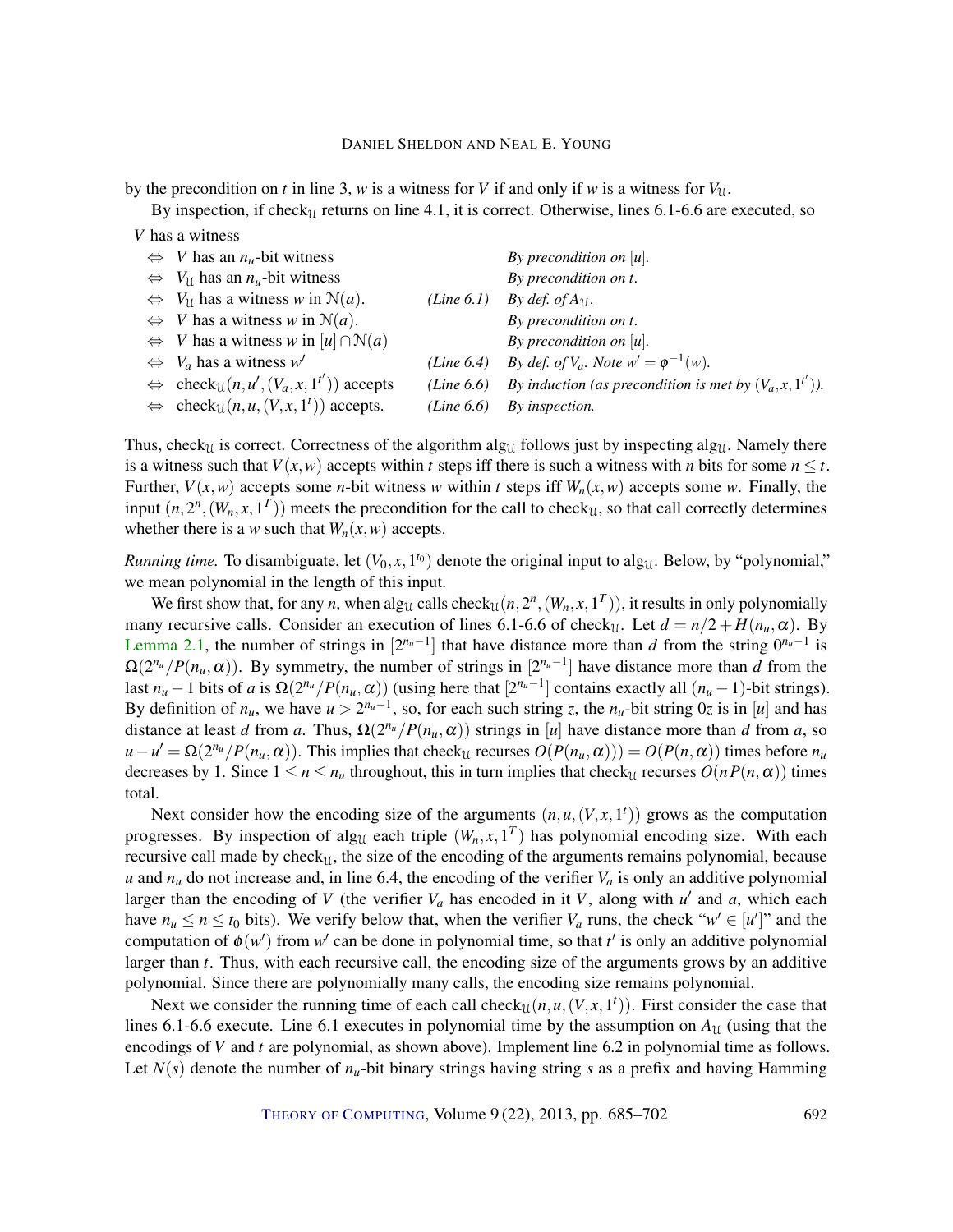by the precondition on $t$ in line 3, $w$ is a witness for $V$ if and only if $w$ is a witness for $V_{\mathfrak{U}}$.

By inspection, if $\text{check}_{\mathfrak{U}}$ returns on line 4.1, it is correct. Otherwise, lines 6.1-6.6 are executed, so

| | | |
|---|---|---|
| $V$ has a witness | | |
| $\Leftrightarrow$ $V$ has an $n_u$-bit witness | | *By precondition on* $[u]$. |
| $\Leftrightarrow$ $V_{\mathfrak{U}}$ has an $n_u$-bit witness | | *By precondition on* $t$. |
| $\Leftrightarrow$ $V_{\mathfrak{U}}$ has a witness $w$ in $\mathcal{N}(a)$. | *(Line 6.1)* | *By def. of* $A_{\mathfrak{U}}$. |
| $\Leftrightarrow$ $V$ has a witness $w$ in $\mathcal{N}(a)$. | | *By precondition on* $t$. |
| $\Leftrightarrow$ $V$ has a witness $w$ in $[u] \cap \mathcal{N}(a)$ | | *By precondition on* $[u]$. |
| $\Leftrightarrow$ $V_a$ has a witness $w'$ | *(Line 6.4)* | *By def. of* $V_a$. *Note* $w' = \phi^{-1}(w)$. |
| $\Leftrightarrow$ $\text{check}_{\mathfrak{U}}(n, u', (V_a, x, 1^{t'}))$ accepts | *(Line 6.6)* | *By induction (as precondition is met by* $(V_a, x, 1^{t'})$*).* |
| $\Leftrightarrow$ $\text{check}_{\mathfrak{U}}(n, u, (V, x, 1^{t}))$ accepts. | *(Line 6.6)* | *By inspection.* |

Thus, $\text{check}_{\mathfrak{U}}$ is correct. Correctness of the algorithm $\text{alg}_{\mathfrak{U}}$ follows just by inspecting $\text{alg}_{\mathfrak{U}}$. Namely there is a witness such that $V(x,w)$ accepts within $t$ steps iff there is such a witness with $n$ bits for some $n \leq t$. Further, $V(x,w)$ accepts some $n$-bit witness $w$ within $t$ steps iff $W_n(x,w)$ accepts some $w$. Finally, the input $(n, 2^n, (W_n, x, 1^T))$ meets the precondition for the call to $\text{check}_{\mathfrak{U}}$, so that call correctly determines whether there is a $w$ such that $W_n(x,w)$ accepts.

*Running time.* To disambiguate, let $(V_0, x, 1^{t_0})$ denote the original input to $\text{alg}_{\mathfrak{U}}$. Below, by "polynomial," we mean polynomial in the length of this input.

We first show that, for any $n$, when $\text{alg}_{\mathfrak{U}}$ calls $\text{check}_{\mathfrak{U}}(n, 2^n, (W_n, x, 1^T))$, it results in only polynomially many recursive calls. Consider an execution of lines 6.1-6.6 of $\text{check}_{\mathfrak{U}}$. Let $d = n/2 + H(n_u, \alpha)$. By Lemma 2.1, the number of strings in $[2^{n_u-1}]$ that have distance more than $d$ from the string $0^{n_u-1}$ is $\Omega(2^{n_u}/P(n_u, \alpha))$. By symmetry, the number of strings in $[2^{n_u-1}]$ have distance more than $d$ from the last $n_u - 1$ bits of $a$ is $\Omega(2^{n_u}/P(n_u, \alpha))$ (using here that $[2^{n_u-1}]$ contains exactly all $(n_u - 1)$-bit strings). By definition of $n_u$, we have $u > 2^{n_u-1}$, so, for each such string $z$, the $n_u$-bit string $0z$ is in $[u]$ and has distance at least $d$ from $a$. Thus, $\Omega(2^{n_u}/P(n_u, \alpha))$ strings in $[u]$ have distance more than $d$ from $a$, so $u - u' = \Omega(2^{n_u}/P(n_u, \alpha))$. This implies that $\text{check}_{\mathfrak{U}}$ recurses $O(P(n_u, \alpha))) = O(P(n, \alpha))$ times before $n_u$ decreases by 1. Since $1 \leq n \leq n_u$ throughout, this in turn implies that $\text{check}_{\mathfrak{U}}$ recurses $O(nP(n, \alpha))$ times total.

Next consider how the encoding size of the arguments $(n, u, (V, x, 1^t))$ grows as the computation progresses. By inspection of $\text{alg}_{\mathfrak{U}}$ each triple $(W_n, x, 1^T)$ has polynomial encoding size. With each recursive call made by $\text{check}_{\mathfrak{U}}$, the size of the encoding of the arguments remains polynomial, because $u$ and $n_u$ do not increase and, in line 6.4, the encoding of the verifier $V_a$ is only an additive polynomial larger than the encoding of $V$ (the verifier $V_a$ has encoded in it $V$, along with $u'$ and $a$, which each have $n_u \leq n \leq t_0$ bits). We verify below that, when the verifier $V_a$ runs, the check "$w' \in [u']$" and the computation of $\phi(w')$ from $w'$ can be done in polynomial time, so that $t'$ is only an additive polynomial larger than $t$. Thus, with each recursive call, the encoding size of the arguments grows by an additive polynomial. Since there are polynomially many calls, the encoding size remains polynomial.

Next we consider the running time of each call $\text{check}_{\mathfrak{U}}(n, u, (V, x, 1^t))$. First consider the case that lines 6.1-6.6 execute. Line 6.1 executes in polynomial time by the assumption on $A_{\mathfrak{U}}$ (using that the encodings of $V$ and $t$ are polynomial, as shown above). Implement line 6.2 in polynomial time as follows. Let $N(s)$ denote the number of $n_u$-bit binary strings having string $s$ as a prefix and having Hamming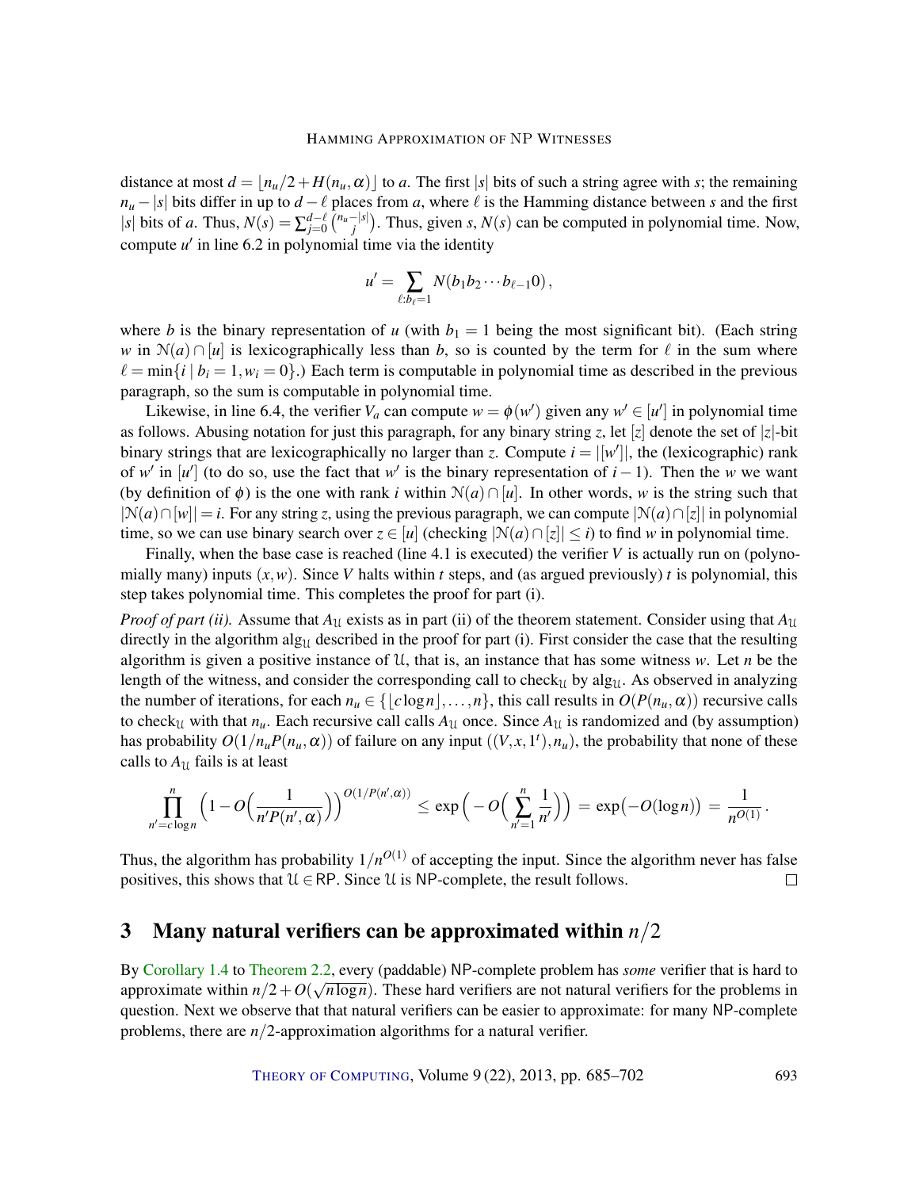distance at most $d = \lfloor n_u/2 + H(n_u, \alpha) \rfloor$ to $a$. The first $|s|$ bits of such a string agree with $s$; the remaining $n_u - |s|$ bits differ in up to $d - \ell$ places from $a$, where $\ell$ is the Hamming distance between $s$ and the first $|s|$ bits of $a$. Thus, $N(s) = \sum_{j=0}^{d-\ell} \binom{n_u - |s|}{j}$. Thus, given $s$, $N(s)$ can be computed in polynomial time. Now, compute $u'$ in line 6.2 in polynomial time via the identity

$$u' = \sum_{\ell : b_\ell = 1} N(b_1 b_2 \cdots b_{\ell-1} 0),$$

where $b$ is the binary representation of $u$ (with $b_1 = 1$ being the most significant bit). (Each string $w$ in $\mathcal{N}(a) \cap [u]$ is lexicographically less than $b$, so is counted by the term for $\ell$ in the sum where $\ell = \min\{i \mid b_i = 1, w_i = 0\}$.) Each term is computable in polynomial time as described in the previous paragraph, so the sum is computable in polynomial time.

Likewise, in line 6.4, the verifier $V_a$ can compute $w = \phi(w')$ given any $w' \in [u']$ in polynomial time as follows. Abusing notation for just this paragraph, for any binary string $z$, let $[z]$ denote the set of $|z|$-bit binary strings that are lexicographically no larger than $z$. Compute $i = |[w']|$, the (lexicographic) rank of $w'$ in $[u']$ (to do so, use the fact that $w'$ is the binary representation of $i-1$). Then the $w$ we want (by definition of $\phi$) is the one with rank $i$ within $\mathcal{N}(a) \cap [u]$. In other words, $w$ is the string such that $|\mathcal{N}(a) \cap [w]| = i$. For any string $z$, using the previous paragraph, we can compute $|\mathcal{N}(a) \cap [z]|$ in polynomial time, so we can use binary search over $z \in [u]$ (checking $|\mathcal{N}(a) \cap [z]| \leq i$) to find $w$ in polynomial time.

Finally, when the base case is reached (line 4.1 is executed) the verifier $V$ is actually run on (polynomially many) inputs $(x, w)$. Since $V$ halts within $t$ steps, and (as argued previously) $t$ is polynomial, this step takes polynomial time. This completes the proof for part (i).

*Proof of part (ii).* Assume that $A_{\mathcal{U}}$ exists as in part (ii) of the theorem statement. Consider using that $A_{\mathcal{U}}$ directly in the algorithm $\text{alg}_{\mathcal{U}}$ described in the proof for part (i). First consider the case that the resulting algorithm is given a positive instance of $\mathcal{U}$, that is, an instance that has some witness $w$. Let $n$ be the length of the witness, and consider the corresponding call to $\text{check}_{\mathcal{U}}$ by $\text{alg}_{\mathcal{U}}$. As observed in analyzing the number of iterations, for each $n_u \in \{\lfloor c \log n \rfloor, \ldots, n\}$, this call results in $O(P(n_u, \alpha))$ recursive calls to $\text{check}_{\mathcal{U}}$ with that $n_u$. Each recursive call calls $A_{\mathcal{U}}$ once. Since $A_{\mathcal{U}}$ is randomized and (by assumption) has probability $O(1/n_u P(n_u, \alpha))$ of failure on any input $((V, x, 1^t), n_u)$, the probability that none of these calls to $A_{\mathcal{U}}$ fails is at least

$$\prod_{n'=c\log n}^{n} \Big(1 - O\Big(\frac{1}{n' P(n', \alpha)}\Big)\Big)^{O(1/P(n',\alpha))} \leq \exp\Big(-O\Big(\sum_{n'=1}^{n} \frac{1}{n'}\Big)\Big) = \exp\big(-O(\log n)\big) = \frac{1}{n^{O(1)}}.$$

Thus, the algorithm has probability $1/n^{O(1)}$ of accepting the input. Since the algorithm never has false positives, this shows that $\mathcal{U} \in \mathsf{RP}$. Since $\mathcal{U}$ is $\mathsf{NP}$-complete, the result follows. $\square$

## 3 Many natural verifiers can be approximated within $n/2$

By Corollary 1.4 to Theorem 2.2, every (paddable) $\mathsf{NP}$-complete problem has *some* verifier that is hard to approximate within $n/2 + O(\sqrt{n \log n})$. These hard verifiers are not natural verifiers for the problems in question. Next we observe that that natural verifiers can be easier to approximate: for many $\mathsf{NP}$-complete problems, there are $n/2$-approximation algorithms for a natural verifier.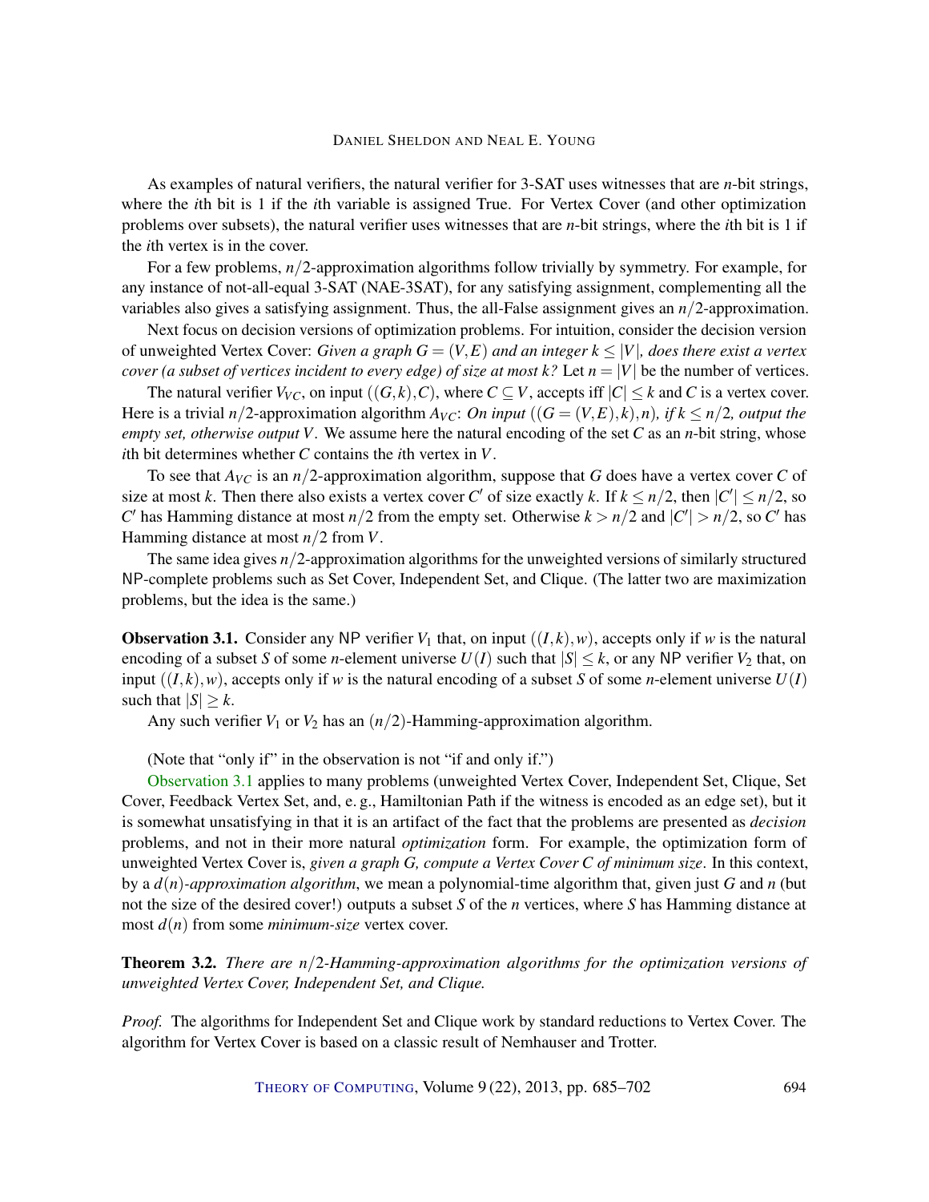As examples of natural verifiers, the natural verifier for 3-SAT uses witnesses that are $n$-bit strings, where the $i$th bit is 1 if the $i$th variable is assigned True. For Vertex Cover (and other optimization problems over subsets), the natural verifier uses witnesses that are $n$-bit strings, where the $i$th bit is 1 if the $i$th vertex is in the cover.

For a few problems, $n/2$-approximation algorithms follow trivially by symmetry. For example, for any instance of not-all-equal 3-SAT (NAE-3SAT), for any satisfying assignment, complementing all the variables also gives a satisfying assignment. Thus, the all-False assignment gives an $n/2$-approximation.

Next focus on decision versions of optimization problems. For intuition, consider the decision version of unweighted Vertex Cover: *Given a graph $G = (V,E)$ and an integer $k \leq |V|$, does there exist a vertex cover (a subset of vertices incident to every edge) of size at most $k$?* Let $n = |V|$ be the number of vertices.

The natural verifier $V_{VC}$, on input $((G,k),C)$, where $C \subseteq V$, accepts iff $|C| \leq k$ and $C$ is a vertex cover. Here is a trivial $n/2$-approximation algorithm $A_{VC}$: *On input $((G = (V,E),k),n)$, if $k \leq n/2$, output the empty set, otherwise output $V$.* We assume here the natural encoding of the set $C$ as an $n$-bit string, whose $i$th bit determines whether $C$ contains the $i$th vertex in $V$.

To see that $A_{VC}$ is an $n/2$-approximation algorithm, suppose that $G$ does have a vertex cover $C$ of size at most $k$. Then there also exists a vertex cover $C'$ of size exactly $k$. If $k \leq n/2$, then $|C'| \leq n/2$, so $C'$ has Hamming distance at most $n/2$ from the empty set. Otherwise $k > n/2$ and $|C'| > n/2$, so $C'$ has Hamming distance at most $n/2$ from $V$.

The same idea gives $n/2$-approximation algorithms for the unweighted versions of similarly structured NP-complete problems such as Set Cover, Independent Set, and Clique. (The latter two are maximization problems, but the idea is the same.)

**Observation 3.1.** Consider any NP verifier $V_1$ that, on input $((I,k),w)$, accepts only if $w$ is the natural encoding of a subset $S$ of some $n$-element universe $U(I)$ such that $|S| \leq k$, or any NP verifier $V_2$ that, on input $((I,k),w)$, accepts only if $w$ is the natural encoding of a subset $S$ of some $n$-element universe $U(I)$ such that $|S| \geq k$.

Any such verifier $V_1$ or $V_2$ has an $(n/2)$-Hamming-approximation algorithm.

(Note that "only if" in the observation is not "if and only if.")

Observation 3.1 applies to many problems (unweighted Vertex Cover, Independent Set, Clique, Set Cover, Feedback Vertex Set, and, e. g., Hamiltonian Path if the witness is encoded as an edge set), but it is somewhat unsatisfying in that it is an artifact of the fact that the problems are presented as *decision* problems, and not in their more natural *optimization* form. For example, the optimization form of unweighted Vertex Cover is, *given a graph $G$, compute a Vertex Cover $C$ of minimum size*. In this context, by a *$d(n)$-approximation algorithm*, we mean a polynomial-time algorithm that, given just $G$ and $n$ (but not the size of the desired cover!) outputs a subset $S$ of the $n$ vertices, where $S$ has Hamming distance at most $d(n)$ from some *minimum-size* vertex cover.

**Theorem 3.2.** *There are $n/2$-Hamming-approximation algorithms for the optimization versions of unweighted Vertex Cover, Independent Set, and Clique.*

*Proof.* The algorithms for Independent Set and Clique work by standard reductions to Vertex Cover. The algorithm for Vertex Cover is based on a classic result of Nemhauser and Trotter.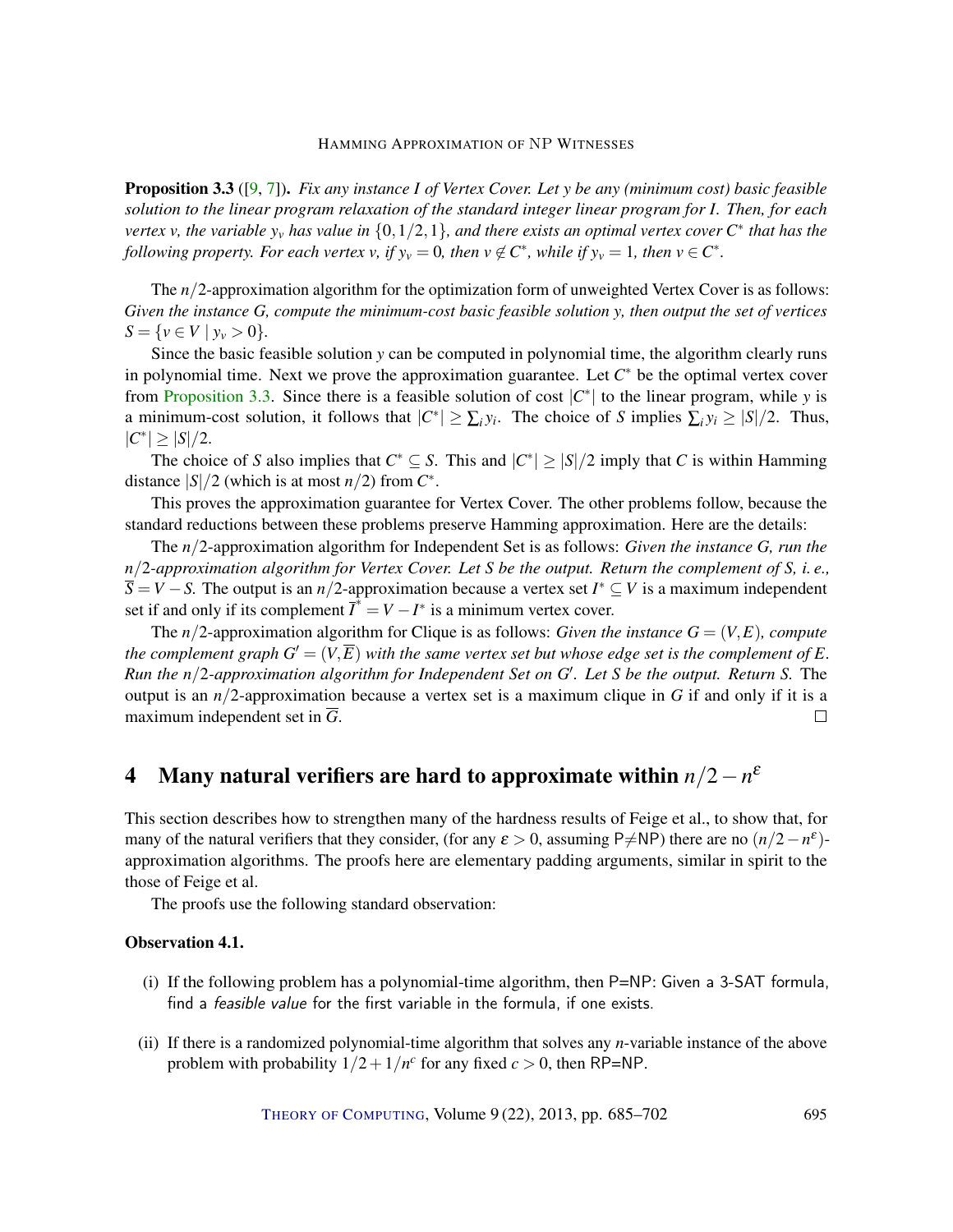**Proposition 3.3** ([9, 7]). *Fix any instance I of Vertex Cover. Let y be any (minimum cost) basic feasible solution to the linear program relaxation of the standard integer linear program for I. Then, for each vertex v, the variable $y_v$ has value in $\{0, 1/2, 1\}$, and there exists an optimal vertex cover $C^*$ that has the following property. For each vertex v, if $y_v = 0$, then $v \notin C^*$, while if $y_v = 1$, then $v \in C^*$.*

The $n/2$-approximation algorithm for the optimization form of unweighted Vertex Cover is as follows: *Given the instance G, compute the minimum-cost basic feasible solution y, then output the set of vertices $S = \{v \in V \mid y_v > 0\}$.*

Since the basic feasible solution $y$ can be computed in polynomial time, the algorithm clearly runs in polynomial time. Next we prove the approximation guarantee. Let $C^*$ be the optimal vertex cover from Proposition 3.3. Since there is a feasible solution of cost $|C^*|$ to the linear program, while $y$ is a minimum-cost solution, it follows that $|C^*| \geq \sum_i y_i$. The choice of $S$ implies $\sum_i y_i \geq |S|/2$. Thus, $|C^*| \geq |S|/2$.

The choice of $S$ also implies that $C^* \subseteq S$. This and $|C^*| \geq |S|/2$ imply that $C$ is within Hamming distance $|S|/2$ (which is at most $n/2$) from $C^*$.

This proves the approximation guarantee for Vertex Cover. The other problems follow, because the standard reductions between these problems preserve Hamming approximation. Here are the details:

The $n/2$-approximation algorithm for Independent Set is as follows: *Given the instance G, run the $n/2$-approximation algorithm for Vertex Cover. Let S be the output. Return the complement of S, i. e., $\overline{S} = V - S$.* The output is an $n/2$-approximation because a vertex set $I^* \subseteq V$ is a maximum independent set if and only if its complement $\overline{I}^* = V - I^*$ is a minimum vertex cover.

The $n/2$-approximation algorithm for Clique is as follows: *Given the instance $G = (V, E)$, compute the complement graph $G' = (V, \overline{E})$ with the same vertex set but whose edge set is the complement of E. Run the $n/2$-approximation algorithm for Independent Set on $G'$. Let S be the output. Return S.* The output is an $n/2$-approximation because a vertex set is a maximum clique in $G$ if and only if it is a maximum independent set in $\overline{G}$. □

## 4 Many natural verifiers are hard to approximate within $n/2 - n^{\varepsilon}$

This section describes how to strengthen many of the hardness results of Feige et al., to show that, for many of the natural verifiers that they consider, (for any $\varepsilon > 0$, assuming P≠NP) there are no $(n/2 - n^{\varepsilon})$-approximation algorithms. The proofs here are elementary padding arguments, similar in spirit to the those of Feige et al.

The proofs use the following standard observation:

**Observation 4.1.**

(i) If the following problem has a polynomial-time algorithm, then P=NP: Given a 3-SAT formula, find a *feasible value* for the first variable in the formula, if one exists.

(ii) If there is a randomized polynomial-time algorithm that solves any $n$-variable instance of the above problem with probability $1/2 + 1/n^c$ for any fixed $c > 0$, then RP=NP.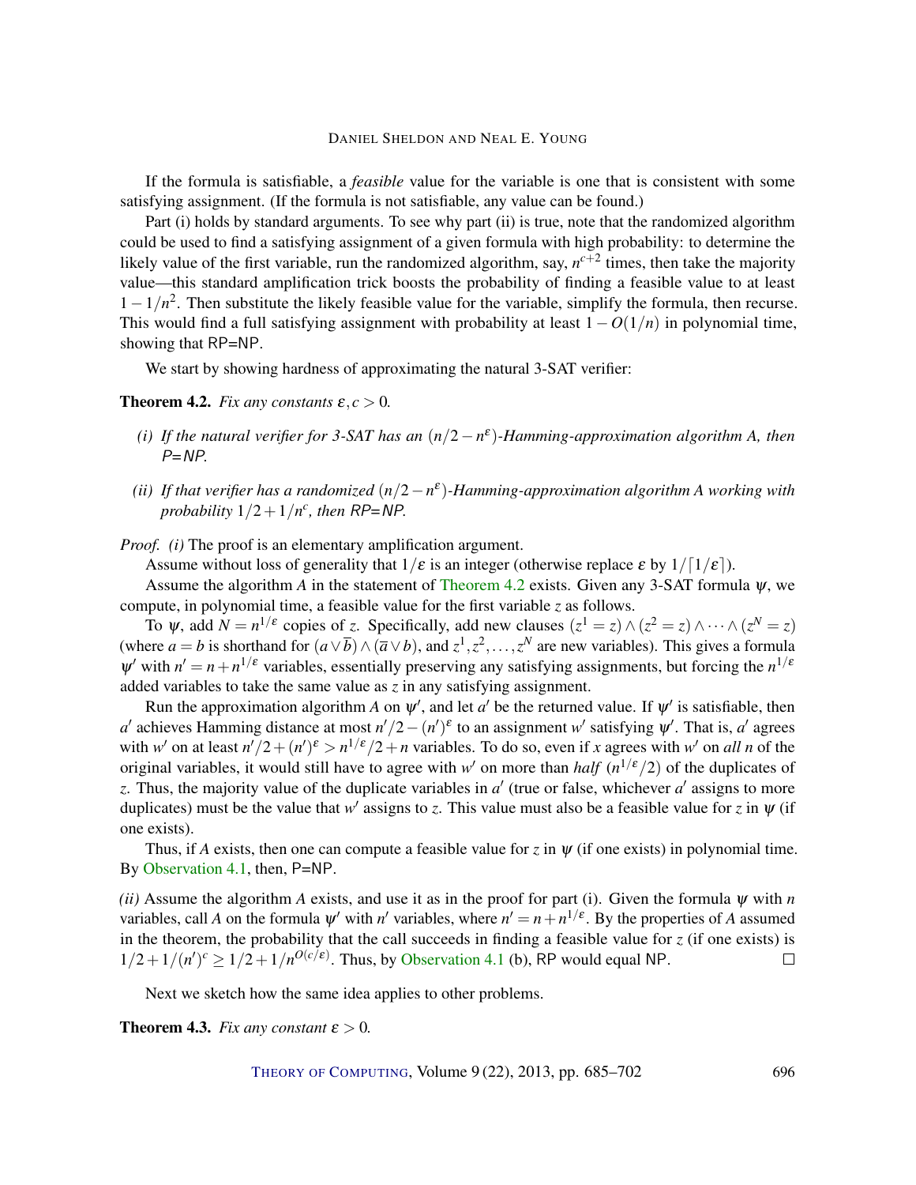If the formula is satisfiable, a *feasible* value for the variable is one that is consistent with some satisfying assignment. (If the formula is not satisfiable, any value can be found.)

Part (i) holds by standard arguments. To see why part (ii) is true, note that the randomized algorithm could be used to find a satisfying assignment of a given formula with high probability: to determine the likely value of the first variable, run the randomized algorithm, say, $n^{c+2}$ times, then take the majority value—this standard amplification trick boosts the probability of finding a feasible value to at least $1-1/n^2$. Then substitute the likely feasible value for the variable, simplify the formula, then recurse. This would find a full satisfying assignment with probability at least $1-O(1/n)$ in polynomial time, showing that RP=NP.

We start by showing hardness of approximating the natural 3-SAT verifier:

**Theorem 4.2.** *Fix any constants $\varepsilon, c > 0$.*

*(i) If the natural verifier for 3-SAT has an $(n/2-n^{\varepsilon})$-Hamming-approximation algorithm A, then P=NP.*

*(ii) If that verifier has a randomized $(n/2-n^{\varepsilon})$-Hamming-approximation algorithm A working with probability $1/2+1/n^c$, then RP=NP.*

*Proof. (i)* The proof is an elementary amplification argument.

Assume without loss of generality that $1/\varepsilon$ is an integer (otherwise replace $\varepsilon$ by $1/\lceil 1/\varepsilon \rceil$).

Assume the algorithm $A$ in the statement of Theorem 4.2 exists. Given any 3-SAT formula $\psi$, we compute, in polynomial time, a feasible value for the first variable $z$ as follows.

To $\psi$, add $N = n^{1/\varepsilon}$ copies of $z$. Specifically, add new clauses $(z^1 = z) \wedge (z^2 = z) \wedge \cdots \wedge (z^N = z)$ (where $a = b$ is shorthand for $(a \vee \overline{b}) \wedge (\overline{a} \vee b)$, and $z^1, z^2, \ldots, z^N$ are new variables). This gives a formula $\psi'$ with $n' = n + n^{1/\varepsilon}$ variables, essentially preserving any satisfying assignments, but forcing the $n^{1/\varepsilon}$ added variables to take the same value as $z$ in any satisfying assignment.

Run the approximation algorithm $A$ on $\psi'$, and let $a'$ be the returned value. If $\psi'$ is satisfiable, then $a'$ achieves Hamming distance at most $n'/2 - (n')^{\varepsilon}$ to an assignment $w'$ satisfying $\psi'$. That is, $a'$ agrees with $w'$ on at least $n'/2 + (n')^{\varepsilon} > n^{1/\varepsilon}/2 + n$ variables. To do so, even if $x$ agrees with $w'$ on *all* $n$ of the original variables, it would still have to agree with $w'$ on more than *half* $(n^{1/\varepsilon}/2)$ of the duplicates of $z$. Thus, the majority value of the duplicate variables in $a'$ (true or false, whichever $a'$ assigns to more duplicates) must be the value that $w'$ assigns to $z$. This value must also be a feasible value for $z$ in $\psi$ (if one exists).

Thus, if $A$ exists, then one can compute a feasible value for $z$ in $\psi$ (if one exists) in polynomial time. By Observation 4.1, then, P=NP.

*(ii)* Assume the algorithm $A$ exists, and use it as in the proof for part (i). Given the formula $\psi$ with $n$ variables, call $A$ on the formula $\psi'$ with $n'$ variables, where $n' = n + n^{1/\varepsilon}$. By the properties of $A$ assumed in the theorem, the probability that the call succeeds in finding a feasible value for $z$ (if one exists) is $1/2 + 1/(n')^c \geq 1/2 + 1/n^{O(c/\varepsilon)}$. Thus, by Observation 4.1 (b), RP would equal NP. □

Next we sketch how the same idea applies to other problems.

**Theorem 4.3.** *Fix any constant $\varepsilon > 0$.*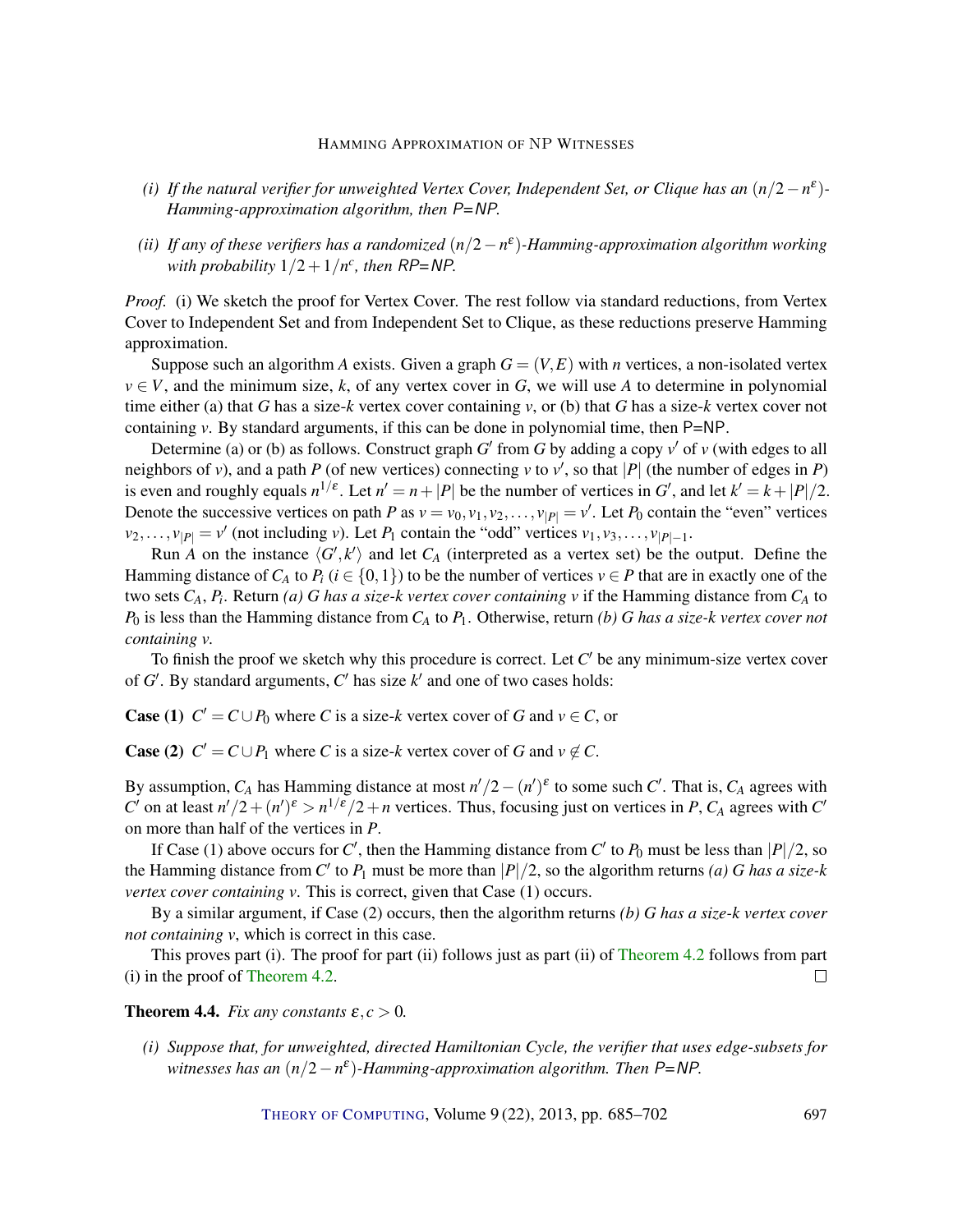*(i) If the natural verifier for unweighted Vertex Cover, Independent Set, or Clique has an $(n/2-n^{\varepsilon})$-Hamming-approximation algorithm, then P=NP.*

*(ii) If any of these verifiers has a randomized $(n/2-n^{\varepsilon})$-Hamming-approximation algorithm working with probability $1/2+1/n^{c}$, then RP=NP.*

*Proof.* (i) We sketch the proof for Vertex Cover. The rest follow via standard reductions, from Vertex Cover to Independent Set and from Independent Set to Clique, as these reductions preserve Hamming approximation.

Suppose such an algorithm $A$ exists. Given a graph $G=(V,E)$ with $n$ vertices, a non-isolated vertex $v \in V$, and the minimum size, $k$, of any vertex cover in $G$, we will use $A$ to determine in polynomial time either (a) that $G$ has a size-$k$ vertex cover containing $v$, or (b) that $G$ has a size-$k$ vertex cover not containing $v$. By standard arguments, if this can be done in polynomial time, then P=NP.

Determine (a) or (b) as follows. Construct graph $G'$ from $G$ by adding a copy $v'$ of $v$ (with edges to all neighbors of $v$), and a path $P$ (of new vertices) connecting $v$ to $v'$, so that $|P|$ (the number of edges in $P$) is even and roughly equals $n^{1/\varepsilon}$. Let $n' = n+|P|$ be the number of vertices in $G'$, and let $k' = k+|P|/2$. Denote the successive vertices on path $P$ as $v=v_0, v_1, v_2, \ldots, v_{|P|}=v'$. Let $P_0$ contain the "even" vertices $v_2, \ldots, v_{|P|}=v'$ (not including $v$). Let $P_1$ contain the "odd" vertices $v_1, v_3, \ldots, v_{|P|-1}$.

Run $A$ on the instance $\langle G', k' \rangle$ and let $C_A$ (interpreted as a vertex set) be the output. Define the Hamming distance of $C_A$ to $P_i$ ($i \in \{0,1\}$) to be the number of vertices $v \in P$ that are in exactly one of the two sets $C_A$, $P_i$. Return *(a) G has a size-k vertex cover containing v* if the Hamming distance from $C_A$ to $P_0$ is less than the Hamming distance from $C_A$ to $P_1$. Otherwise, return *(b) G has a size-k vertex cover not containing v*.

To finish the proof we sketch why this procedure is correct. Let $C'$ be any minimum-size vertex cover of $G'$. By standard arguments, $C'$ has size $k'$ and one of two cases holds:

**Case (1)** $C' = C \cup P_0$ where $C$ is a size-$k$ vertex cover of $G$ and $v \in C$, or

**Case (2)** $C' = C \cup P_1$ where $C$ is a size-$k$ vertex cover of $G$ and $v \notin C$.

By assumption, $C_A$ has Hamming distance at most $n'/2-(n')^{\varepsilon}$ to some such $C'$. That is, $C_A$ agrees with $C'$ on at least $n'/2+(n')^{\varepsilon} > n^{1/\varepsilon}/2+n$ vertices. Thus, focusing just on vertices in $P$, $C_A$ agrees with $C'$ on more than half of the vertices in $P$.

If Case (1) above occurs for $C'$, then the Hamming distance from $C'$ to $P_0$ must be less than $|P|/2$, so the Hamming distance from $C'$ to $P_1$ must be more than $|P|/2$, so the algorithm returns *(a) G has a size-k vertex cover containing v*. This is correct, given that Case (1) occurs.

By a similar argument, if Case (2) occurs, then the algorithm returns *(b) G has a size-k vertex cover not containing v*, which is correct in this case.

This proves part (i). The proof for part (ii) follows just as part (ii) of Theorem 4.2 follows from part (i) in the proof of Theorem 4.2. □

**Theorem 4.4.** *Fix any constants $\varepsilon, c > 0$.*

*(i) Suppose that, for unweighted, directed Hamiltonian Cycle, the verifier that uses edge-subsets for witnesses has an $(n/2-n^{\varepsilon})$-Hamming-approximation algorithm. Then P=NP.*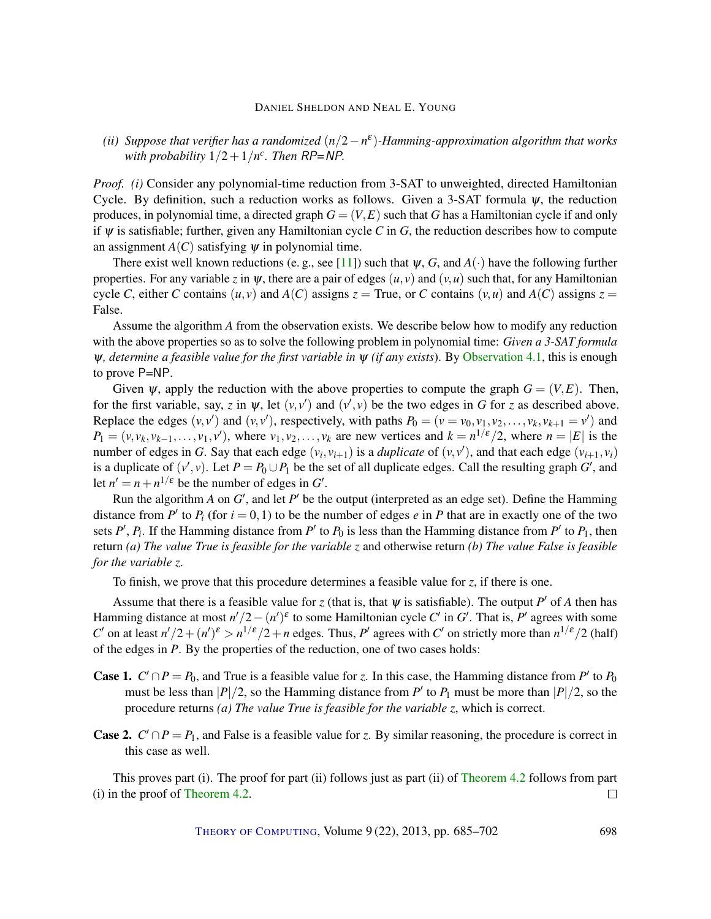*(ii) Suppose that verifier has a randomized $(n/2-n^{\varepsilon})$-Hamming-approximation algorithm that works with probability $1/2+1/n^c$. Then RP=NP.*

*Proof. (i)* Consider any polynomial-time reduction from 3-SAT to unweighted, directed Hamiltonian Cycle. By definition, such a reduction works as follows. Given a 3-SAT formula $\psi$, the reduction produces, in polynomial time, a directed graph $G=(V,E)$ such that $G$ has a Hamiltonian cycle if and only if $\psi$ is satisfiable; further, given any Hamiltonian cycle $C$ in $G$, the reduction describes how to compute an assignment $A(C)$ satisfying $\psi$ in polynomial time.

There exist well known reductions (e. g., see [11]) such that $\psi$, $G$, and $A(\cdot)$ have the following further properties. For any variable $z$ in $\psi$, there are a pair of edges $(u,v)$ and $(v,u)$ such that, for any Hamiltonian cycle $C$, either $C$ contains $(u,v)$ and $A(C)$ assigns $z=$ True, or $C$ contains $(v,u)$ and $A(C)$ assigns $z=$ False.

Assume the algorithm $A$ from the observation exists. We describe below how to modify any reduction with the above properties so as to solve the following problem in polynomial time: *Given a 3-SAT formula $\psi$, determine a feasible value for the first variable in $\psi$ (if any exists)*. By Observation 4.1, this is enough to prove P=NP.

Given $\psi$, apply the reduction with the above properties to compute the graph $G=(V,E)$. Then, for the first variable, say, $z$ in $\psi$, let $(v,v')$ and $(v',v)$ be the two edges in $G$ for $z$ as described above. Replace the edges $(v,v')$ and $(v,v')$, respectively, with paths $P_0=(v=v_0,v_1,v_2,\ldots,v_k,v_{k+1}=v')$ and $P_1=(v,v_k,v_{k-1},\ldots,v_1,v')$, where $v_1,v_2,\ldots,v_k$ are new vertices and $k=n^{1/\varepsilon}/2$, where $n=|E|$ is the number of edges in $G$. Say that each edge $(v_i,v_{i+1})$ is a *duplicate* of $(v,v')$, and that each edge $(v_{i+1},v_i)$ is a duplicate of $(v',v)$. Let $P=P_0\cup P_1$ be the set of all duplicate edges. Call the resulting graph $G'$, and let $n'=n+n^{1/\varepsilon}$ be the number of edges in $G'$.

Run the algorithm $A$ on $G'$, and let $P'$ be the output (interpreted as an edge set). Define the Hamming distance from $P'$ to $P_i$ (for $i=0,1$) to be the number of edges $e$ in $P$ that are in exactly one of the two sets $P'$, $P_i$. If the Hamming distance from $P'$ to $P_0$ is less than the Hamming distance from $P'$ to $P_1$, then return *(a) The value True is feasible for the variable $z$* and otherwise return *(b) The value False is feasible for the variable $z$.*

To finish, we prove that this procedure determines a feasible value for $z$, if there is one.

Assume that there is a feasible value for $z$ (that is, that $\psi$ is satisfiable). The output $P'$ of $A$ then has Hamming distance at most $n'/2-(n')^{\varepsilon}$ to some Hamiltonian cycle $C'$ in $G'$. That is, $P'$ agrees with some $C'$ on at least $n'/2+(n')^{\varepsilon}>n^{1/\varepsilon}/2+n$ edges. Thus, $P'$ agrees with $C'$ on strictly more than $n^{1/\varepsilon}/2$ (half) of the edges in $P$. By the properties of the reduction, one of two cases holds:

**Case 1.** $C'\cap P=P_0$, and True is a feasible value for $z$. In this case, the Hamming distance from $P'$ to $P_0$ must be less than $|P|/2$, so the Hamming distance from $P'$ to $P_1$ must be more than $|P|/2$, so the procedure returns *(a) The value True is feasible for the variable $z$*, which is correct.

**Case 2.** $C'\cap P=P_1$, and False is a feasible value for $z$. By similar reasoning, the procedure is correct in this case as well.

This proves part (i). The proof for part (ii) follows just as part (ii) of Theorem 4.2 follows from part (i) in the proof of Theorem 4.2. □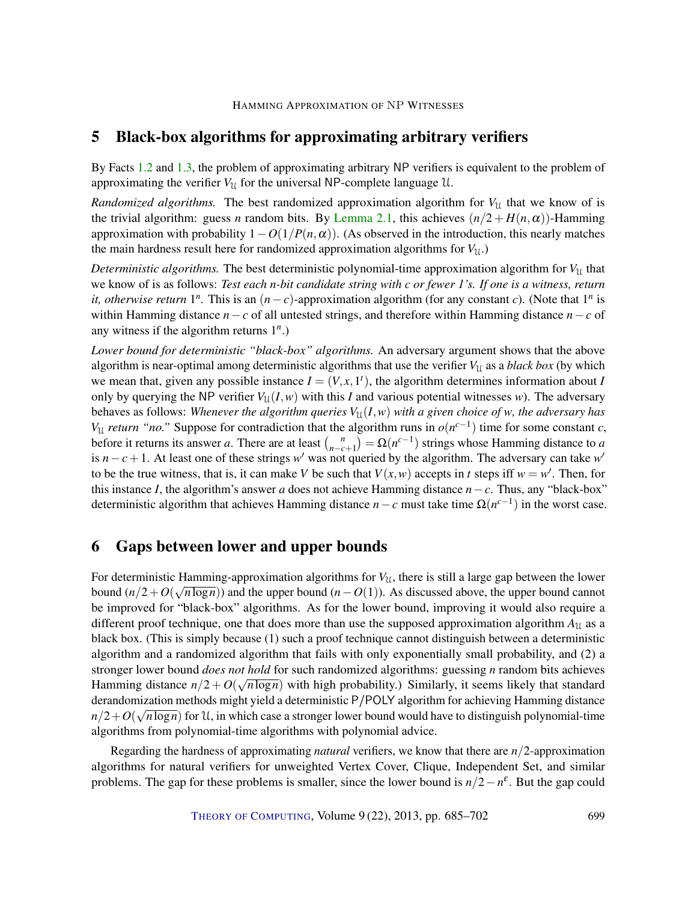# 5 Black-box algorithms for approximating arbitrary verifiers

By Facts 1.2 and 1.3, the problem of approximating arbitrary NP verifiers is equivalent to the problem of approximating the verifier $V_{\mathcal{U}}$ for the universal NP-complete language $\mathcal{U}$.

*Randomized algorithms.* The best randomized approximation algorithm for $V_{\mathcal{U}}$ that we know of is the trivial algorithm: guess $n$ random bits. By Lemma 2.1, this achieves $(n/2+H(n,\alpha))$-Hamming approximation with probability $1-O(1/P(n,\alpha))$. (As observed in the introduction, this nearly matches the main hardness result here for randomized approximation algorithms for $V_{\mathcal{U}}$.)

*Deterministic algorithms.* The best deterministic polynomial-time approximation algorithm for $V_{\mathcal{U}}$ that we know of is as follows: *Test each $n$-bit candidate string with $c$ or fewer 1's. If one is a witness, return it, otherwise return* $1^n$. This is an $(n-c)$-approximation algorithm (for any constant $c$). (Note that $1^n$ is within Hamming distance $n-c$ of all untested strings, and therefore within Hamming distance $n-c$ of any witness if the algorithm returns $1^n$.)

*Lower bound for deterministic "black-box" algorithms.* An adversary argument shows that the above algorithm is near-optimal among deterministic algorithms that use the verifier $V_{\mathcal{U}}$ as a *black box* (by which we mean that, given any possible instance $I=(V,x,1^t)$, the algorithm determines information about $I$ only by querying the NP verifier $V_{\mathcal{U}}(I,w)$ with this $I$ and various potential witnesses $w$). The adversary behaves as follows: *Whenever the algorithm queries $V_{\mathcal{U}}(I,w)$ with a given choice of $w$, the adversary has $V_{\mathcal{U}}$ return "no."* Suppose for contradiction that the algorithm runs in $o(n^{c-1})$ time for some constant $c$, before it returns its answer $a$. There are at least $\binom{n}{n-c+1}=\Omega(n^{c-1})$ strings whose Hamming distance to $a$ is $n-c+1$. At least one of these strings $w'$ was not queried by the algorithm. The adversary can take $w'$ to be the true witness, that is, it can make $V$ be such that $V(x,w)$ accepts in $t$ steps iff $w=w'$. Then, for this instance $I$, the algorithm's answer $a$ does not achieve Hamming distance $n-c$. Thus, any "black-box" deterministic algorithm that achieves Hamming distance $n-c$ must take time $\Omega(n^{c-1})$ in the worst case.

# 6 Gaps between lower and upper bounds

For deterministic Hamming-approximation algorithms for $V_{\mathcal{U}}$, there is still a large gap between the lower bound $(n/2+O(\sqrt{n\log n}))$ and the upper bound $(n-O(1))$. As discussed above, the upper bound cannot be improved for "black-box" algorithms. As for the lower bound, improving it would also require a different proof technique, one that does more than use the supposed approximation algorithm $A_{\mathcal{U}}$ as a black box. (This is simply because (1) such a proof technique cannot distinguish between a deterministic algorithm and a randomized algorithm that fails with only exponentially small probability, and (2) a stronger lower bound *does not hold* for such randomized algorithms: guessing $n$ random bits achieves Hamming distance $n/2+O(\sqrt{n\log n})$ with high probability.) Similarly, it seems likely that standard derandomization methods might yield a deterministic P/POLY algorithm for achieving Hamming distance $n/2+O(\sqrt{n\log n})$ for $\mathcal{U}$, in which case a stronger lower bound would have to distinguish polynomial-time algorithms from polynomial-time algorithms with polynomial advice.

Regarding the hardness of approximating *natural* verifiers, we know that there are $n/2$-approximation algorithms for natural verifiers for unweighted Vertex Cover, Clique, Independent Set, and similar problems. The gap for these problems is smaller, since the lower bound is $n/2-n^{\varepsilon}$. But the gap could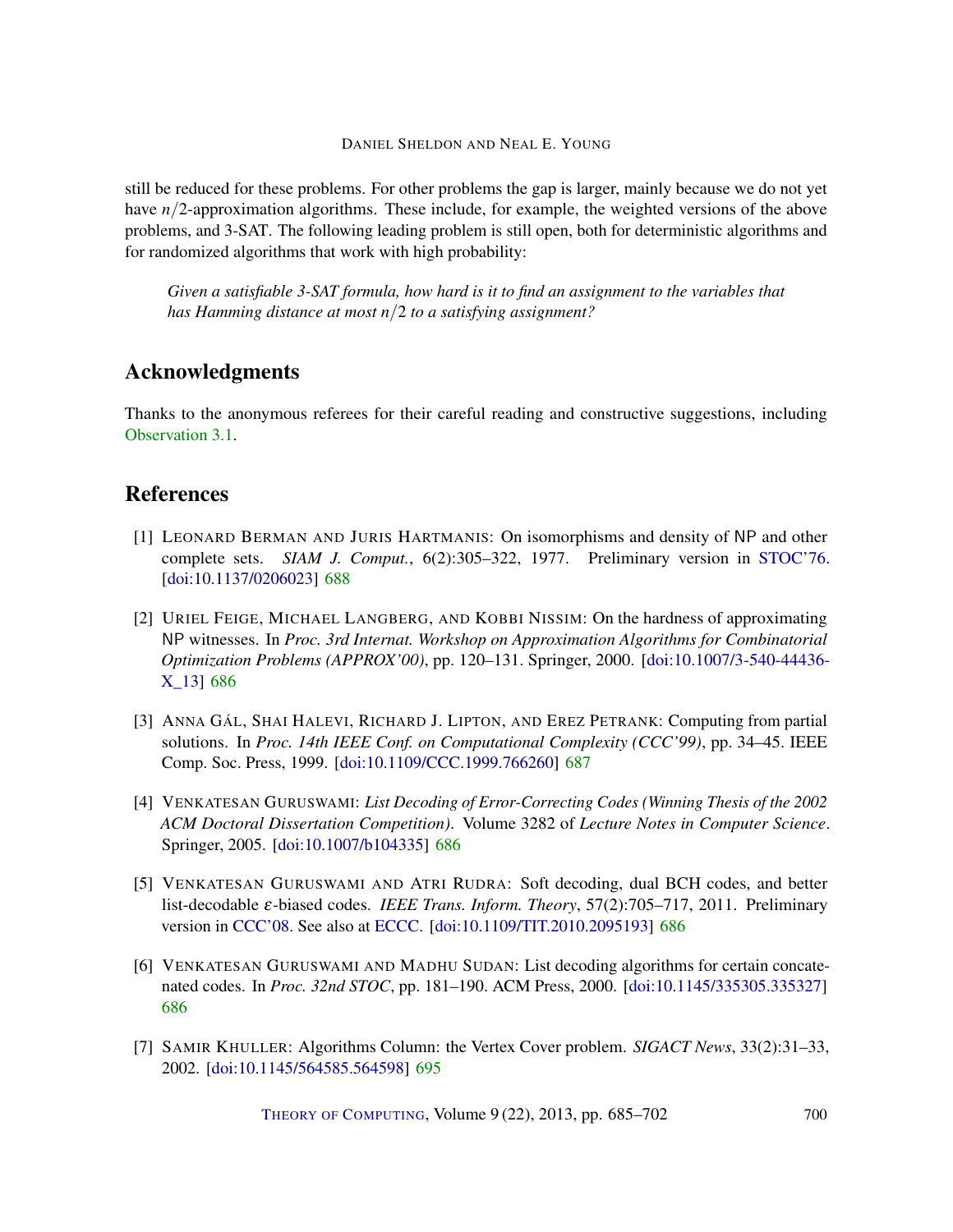still be reduced for these problems. For other problems the gap is larger, mainly because we do not yet have $n/2$-approximation algorithms. These include, for example, the weighted versions of the above problems, and 3-SAT. The following leading problem is still open, both for deterministic algorithms and for randomized algorithms that work with high probability:

> *Given a satisfiable 3-SAT formula, how hard is it to find an assignment to the variables that has Hamming distance at most $n/2$ to a satisfying assignment?*

## Acknowledgments

Thanks to the anonymous referees for their careful reading and constructive suggestions, including Observation 3.1.

## References

[1] LEONARD BERMAN AND JURIS HARTMANIS: On isomorphisms and density of NP and other complete sets. *SIAM J. Comput.*, 6(2):305–322, 1977. Preliminary version in STOC'76. [doi:10.1137/0206023] 688

[2] URIEL FEIGE, MICHAEL LANGBERG, AND KOBBI NISSIM: On the hardness of approximating NP witnesses. In *Proc. 3rd Internat. Workshop on Approximation Algorithms for Combinatorial Optimization Problems (APPROX'00)*, pp. 120–131. Springer, 2000. [doi:10.1007/3-540-44436-X_13] 686

[3] ANNA GÁL, SHAI HALEVI, RICHARD J. LIPTON, AND EREZ PETRANK: Computing from partial solutions. In *Proc. 14th IEEE Conf. on Computational Complexity (CCC'99)*, pp. 34–45. IEEE Comp. Soc. Press, 1999. [doi:10.1109/CCC.1999.766260] 687

[4] VENKATESAN GURUSWAMI: *List Decoding of Error-Correcting Codes (Winning Thesis of the 2002 ACM Doctoral Dissertation Competition)*. Volume 3282 of *Lecture Notes in Computer Science*. Springer, 2005. [doi:10.1007/b104335] 686

[5] VENKATESAN GURUSWAMI AND ATRI RUDRA: Soft decoding, dual BCH codes, and better list-decodable $\varepsilon$-biased codes. *IEEE Trans. Inform. Theory*, 57(2):705–717, 2011. Preliminary version in CCC'08. See also at ECCC. [doi:10.1109/TIT.2010.2095193] 686

[6] VENKATESAN GURUSWAMI AND MADHU SUDAN: List decoding algorithms for certain concatenated codes. In *Proc. 32nd STOC*, pp. 181–190. ACM Press, 2000. [doi:10.1145/335305.335327] 686

[7] SAMIR KHULLER: Algorithms Column: the Vertex Cover problem. *SIGACT News*, 33(2):31–33, 2002. [doi:10.1145/564585.564598] 695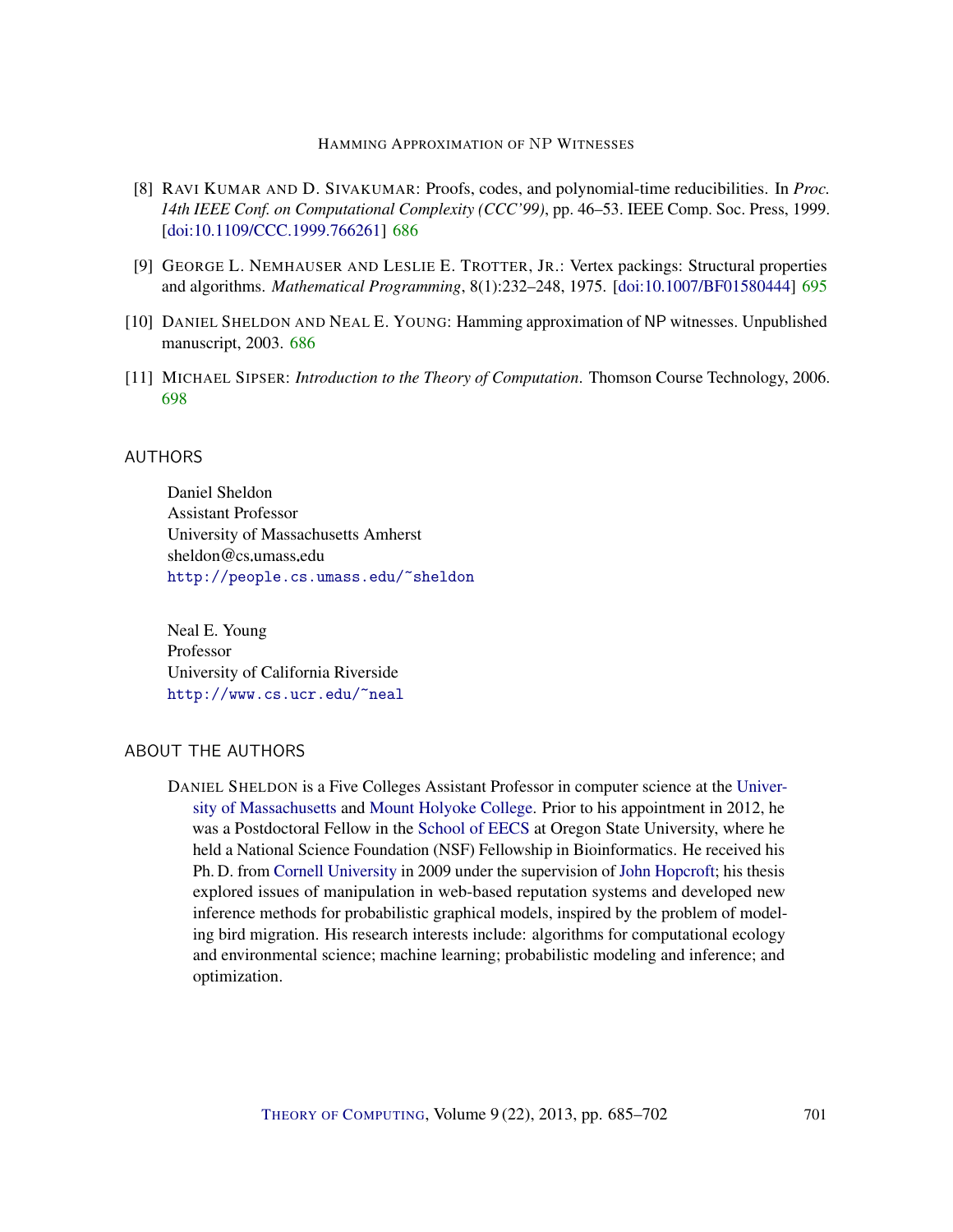[8] RAVI KUMAR AND D. SIVAKUMAR: Proofs, codes, and polynomial-time reducibilities. In *Proc. 14th IEEE Conf. on Computational Complexity (CCC'99)*, pp. 46–53. IEEE Comp. Soc. Press, 1999. [doi:10.1109/CCC.1999.766261] 686

[9] GEORGE L. NEMHAUSER AND LESLIE E. TROTTER, JR.: Vertex packings: Structural properties and algorithms. *Mathematical Programming*, 8(1):232–248, 1975. [doi:10.1007/BF01580444] 695

[10] DANIEL SHELDON AND NEAL E. YOUNG: Hamming approximation of NP witnesses. Unpublished manuscript, 2003. 686

[11] MICHAEL SIPSER: *Introduction to the Theory of Computation*. Thomson Course Technology, 2006. 698

## AUTHORS

Daniel Sheldon
Assistant Professor
University of Massachusetts Amherst
sheldon@cs.umass.edu
http://people.cs.umass.edu/~sheldon

Neal E. Young
Professor
University of California Riverside
http://www.cs.ucr.edu/~neal

## ABOUT THE AUTHORS

DANIEL SHELDON is a Five Colleges Assistant Professor in computer science at the University of Massachusetts and Mount Holyoke College. Prior to his appointment in 2012, he was a Postdoctoral Fellow in the School of EECS at Oregon State University, where he held a National Science Foundation (NSF) Fellowship in Bioinformatics. He received his Ph. D. from Cornell University in 2009 under the supervision of John Hopcroft; his thesis explored issues of manipulation in web-based reputation systems and developed new inference methods for probabilistic graphical models, inspired by the problem of modeling bird migration. His research interests include: algorithms for computational ecology and environmental science; machine learning; probabilistic modeling and inference; and optimization.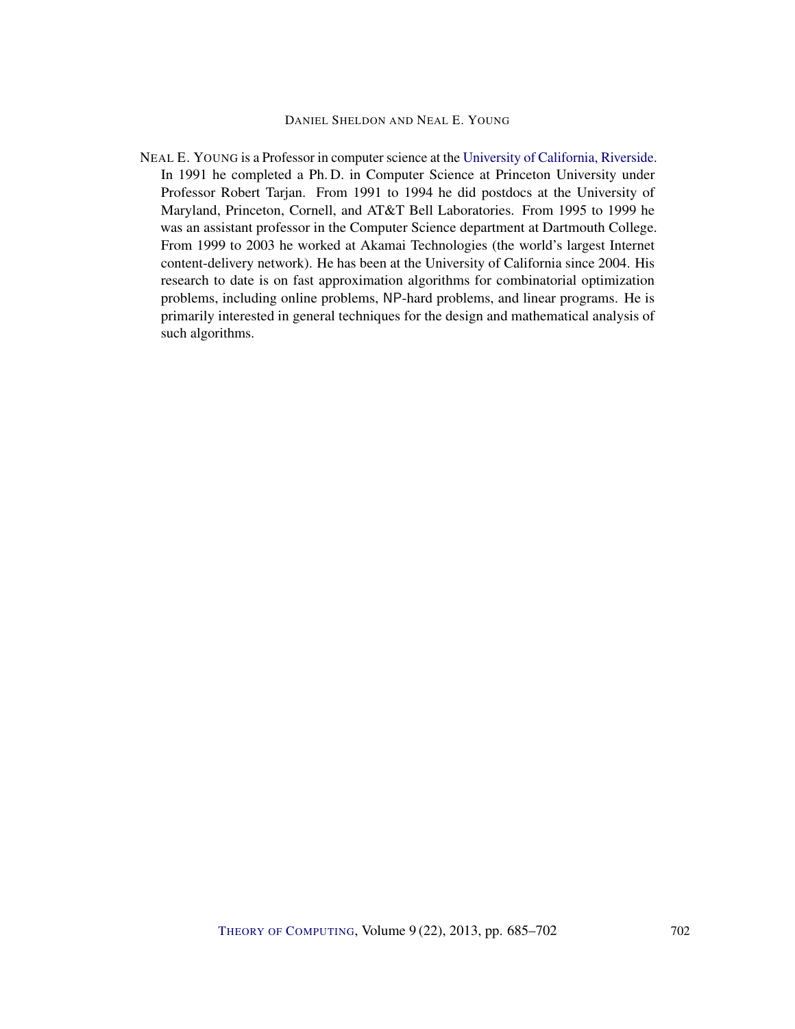NEAL E. YOUNG is a Professor in computer science at the University of California, Riverside. In 1991 he completed a Ph. D. in Computer Science at Princeton University under Professor Robert Tarjan. From 1991 to 1994 he did postdocs at the University of Maryland, Princeton, Cornell, and AT&T Bell Laboratories. From 1995 to 1999 he was an assistant professor in the Computer Science department at Dartmouth College. From 1999 to 2003 he worked at Akamai Technologies (the world's largest Internet content-delivery network). He has been at the University of California since 2004. His research to date is on fast approximation algorithms for combinatorial optimization problems, including online problems, NP-hard problems, and linear programs. He is primarily interested in general techniques for the design and mathematical analysis of such algorithms.